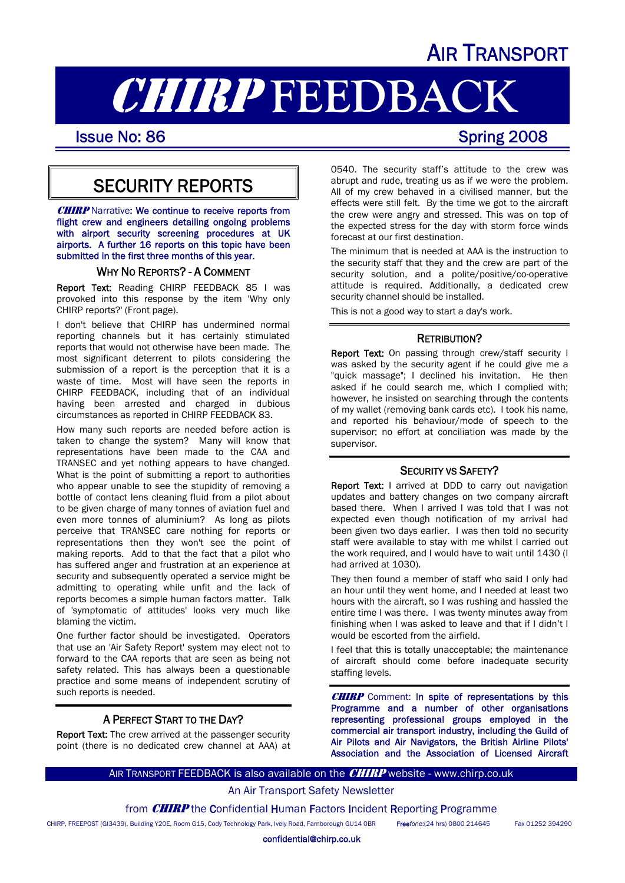# AIR TRANSPORT

# CHIRP FEEDBACK

**Issue No: 86** — **Spring 2008**

## SECURITY REPORTS

***CHIRP* Narrative: We continue to receive reports from flight crew and engineers detailing ongoing problems with airport security screening procedures at UK airports. A further 16 reports on this topic have been submitted in the first three months of this year.**

### WHY NO REPORTS? - A COMMENT

**Report Text:** Reading CHIRP FEEDBACK 85 I was provoked into this response by the item 'Why only CHIRP reports?' (Front page).

I don't believe that CHIRP has undermined normal reporting channels but it has certainly stimulated reports that would not otherwise have been made. The most significant deterrent to pilots considering the submission of a report is the perception that it is a waste of time. Most will have seen the reports in CHIRP FEEDBACK, including that of an individual having been arrested and charged in dubious circumstances as reported in CHIRP FEEDBACK 83.

How many such reports are needed before action is taken to change the system? Many will know that representations have been made to the CAA and TRANSEC and yet nothing appears to have changed. What is the point of submitting a report to authorities who appear unable to see the stupidity of removing a bottle of contact lens cleaning fluid from a pilot about to be given charge of many tonnes of aviation fuel and even more tonnes of aluminium? As long as pilots perceive that TRANSEC care nothing for reports or representations then they won't see the point of making reports. Add to that the fact that a pilot who has suffered anger and frustration at an experience at security and subsequently operated a service might be admitting to operating while unfit and the lack of reports becomes a simple human factors matter. Talk of 'symptomatic of attitudes' looks very much like blaming the victim.

One further factor should be investigated. Operators that use an 'Air Safety Report' system may elect not to forward to the CAA reports that are seen as being not safety related. This has always been a questionable practice and some means of independent scrutiny of such reports is needed.

### A PERFECT START TO THE DAY?

**Report Text:** The crew arrived at the passenger security point (there is no dedicated crew channel at AAA) at 0540. The security staff's attitude to the crew was abrupt and rude, treating us as if we were the problem. All of my crew behaved in a civilised manner, but the effects were still felt. By the time we got to the aircraft the crew were angry and stressed. This was on top of the expected stress for the day with storm force winds forecast at our first destination.

The minimum that is needed at AAA is the instruction to the security staff that they and the crew are part of the security solution, and a polite/positive/co-operative attitude is required. Additionally, a dedicated crew security channel should be installed.

This is not a good way to start a day's work.

### RETRIBUTION?

**Report Text:** On passing through crew/staff security I was asked by the security agent if he could give me a "quick massage"; I declined his invitation. He then asked if he could search me, which I complied with; however, he insisted on searching through the contents of my wallet (removing bank cards etc). I took his name, and reported his behaviour/mode of speech to the supervisor; no effort at conciliation was made by the supervisor.

### SECURITY VS SAFETY?

**Report Text:** I arrived at DDD to carry out navigation updates and battery changes on two company aircraft based there. When I arrived I was told that I was not expected even though notification of my arrival had been given two days earlier. I was then told no security staff were available to stay with me whilst I carried out the work required, and I would have to wait until 1430 (I had arrived at 1030).

They then found a member of staff who said I only had an hour until they went home, and I needed at least two hours with the aircraft, so I was rushing and hassled the entire time I was there. I was twenty minutes away from finishing when I was asked to leave and that if I didn't I would be escorted from the airfield.

I feel that this is totally unacceptable; the maintenance of aircraft should come before inadequate security staffing levels.

***CHIRP* Comment: In spite of representations by this Programme and a number of other organisations representing professional groups employed in the commercial air transport industry, the Guild of Air Pilots and Air Navigators, the British Airline Pilots' Association and the Association of Licensed Aircraft**

AIR TRANSPORT FEEDBACK is also available on the *CHIRP* website - www.chirp.co.uk

An Air Transport Safety Newsletter

from *CHIRP* the Confidential Human Factors Incident Reporting Programme

CHIRP, FREEPOST (GI3439), Building Y20E, Room G15, Cody Technology Park, Ively Road, Farnborough GU14 0BR — Freefone:(24 hrs) 0800 214645 — Fax 01252 394290

confidential@chirp.co.uk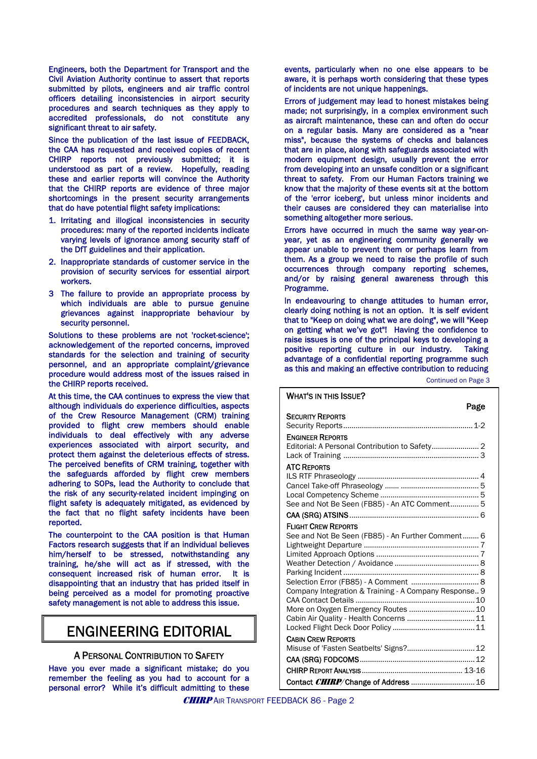Engineers, both the Department for Transport and the Civil Aviation Authority continue to assert that reports submitted by pilots, engineers and air traffic control officers detailing inconsistencies in airport security procedures and search techniques as they apply to accredited professionals, do not constitute any significant threat to air safety.

Since the publication of the last issue of FEEDBACK, the CAA has requested and received copies of recent CHIRP reports not previously submitted; it is understood as part of a review. Hopefully, reading these and earlier reports will convince the Authority that the CHIRP reports are evidence of three major shortcomings in the present security arrangements that do have potential flight safety implications:

1. Irritating and illogical inconsistencies in security procedures: many of the reported incidents indicate varying levels of ignorance among security staff of the DfT guidelines and their application.
2. Inappropriate standards of customer service in the provision of security services for essential airport workers.
3. The failure to provide an appropriate process by which individuals are able to pursue genuine grievances against inappropriate behaviour by security personnel.

Solutions to these problems are not 'rocket-science'; acknowledgement of the reported concerns, improved standards for the selection and training of security personnel, and an appropriate complaint/grievance procedure would address most of the issues raised in the CHIRP reports received.

At this time, the CAA continues to express the view that although individuals do experience difficulties, aspects of the Crew Resource Management (CRM) training provided to flight crew members should enable individuals to deal effectively with any adverse experiences associated with airport security, and protect them against the deleterious effects of stress. The perceived benefits of CRM training, together with the safeguards afforded by flight crew members adhering to SOPs, lead the Authority to conclude that the risk of any security-related incident impinging on flight safety is adequately mitigated, as evidenced by the fact that no flight safety incidents have been reported.

The counterpoint to the CAA position is that Human Factors research suggests that if an individual believes him/herself to be stressed, notwithstanding any training, he/she will act as if stressed, with the consequent increased risk of human error. It is disappointing that an industry that has prided itself in being perceived as a model for promoting proactive safety management is not able to address this issue.

# ENGINEERING EDITORIAL

## A Personal Contribution to Safety

Have you ever made a significant mistake; do you remember the feeling as you had to account for a personal error? While it's difficult admitting to these events, particularly when no one else appears to be aware, it is perhaps worth considering that these types of incidents are not unique happenings.

Errors of judgement may lead to honest mistakes being made; not surprisingly, in a complex environment such as aircraft maintenance, these can and often do occur on a regular basis. Many are considered as a "near miss", because the systems of checks and balances that are in place, along with safeguards associated with modern equipment design, usually prevent the error from developing into an unsafe condition or a significant threat to safety. From our Human Factors training we know that the majority of these events sit at the bottom of the 'error iceberg', but unless minor incidents and their causes are considered they can materialise into something altogether more serious.

Errors have occurred in much the same way year-on-year, yet as an engineering community generally we appear unable to prevent them or perhaps learn from them. As a group we need to raise the profile of such occurrences through company reporting schemes, and/or by raising general awareness through this Programme.

In endeavouring to change attitudes to human error, clearly doing nothing is not an option. It is self evident that to "Keep on doing what we are doing", we will "Keep on getting what we've got"! Having the confidence to raise issues is one of the principal keys to developing a positive reporting culture in our industry. Taking advantage of a confidential reporting programme such as this and making an effective contribution to reducing

Continued on Page 3

## What's in this Issue?

| | Page |
|---|---|
| **Security Reports** | |
| Security Reports | 1-2 |
| **Engineer Reports** | |
| Editorial: A Personal Contribution to Safety | 2 |
| Lack of Training | 3 |
| **ATC Reports** | |
| ILS RTF Phraseology | 4 |
| Cancel Take-off Phraseology | 5 |
| Local Competency Scheme | 5 |
| See and Not Be Seen (FB85) - An ATC Comment | 5 |
| **CAA (SRG) ATSINS** | 6 |
| **Flight Crew Reports** | |
| See and Not Be Seen (FB85) - An Further Comment | 6 |
| Lightweight Departure | 7 |
| Limited Approach Options | 7 |
| Weather Detection / Avoidance | 8 |
| Parking Incident | 8 |
| Selection Error (FB85) - A Comment | 8 |
| Company Integration & Training - A Company Response | 9 |
| CAA Contact Details | 10 |
| More on Oxygen Emergency Routes | 10 |
| Cabin Air Quality - Health Concerns | 11 |
| Locked Flight Deck Door Policy | 11 |
| **Cabin Crew Reports** | |
| Misuse of 'Fasten Seatbelts' Signs? | 12 |
| **CAA (SRG) FODCOMS** | 12 |
| **CHIRP Report Analysis** | 13-16 |
| **Contact *CHIRP*/Change of Address** | 16 |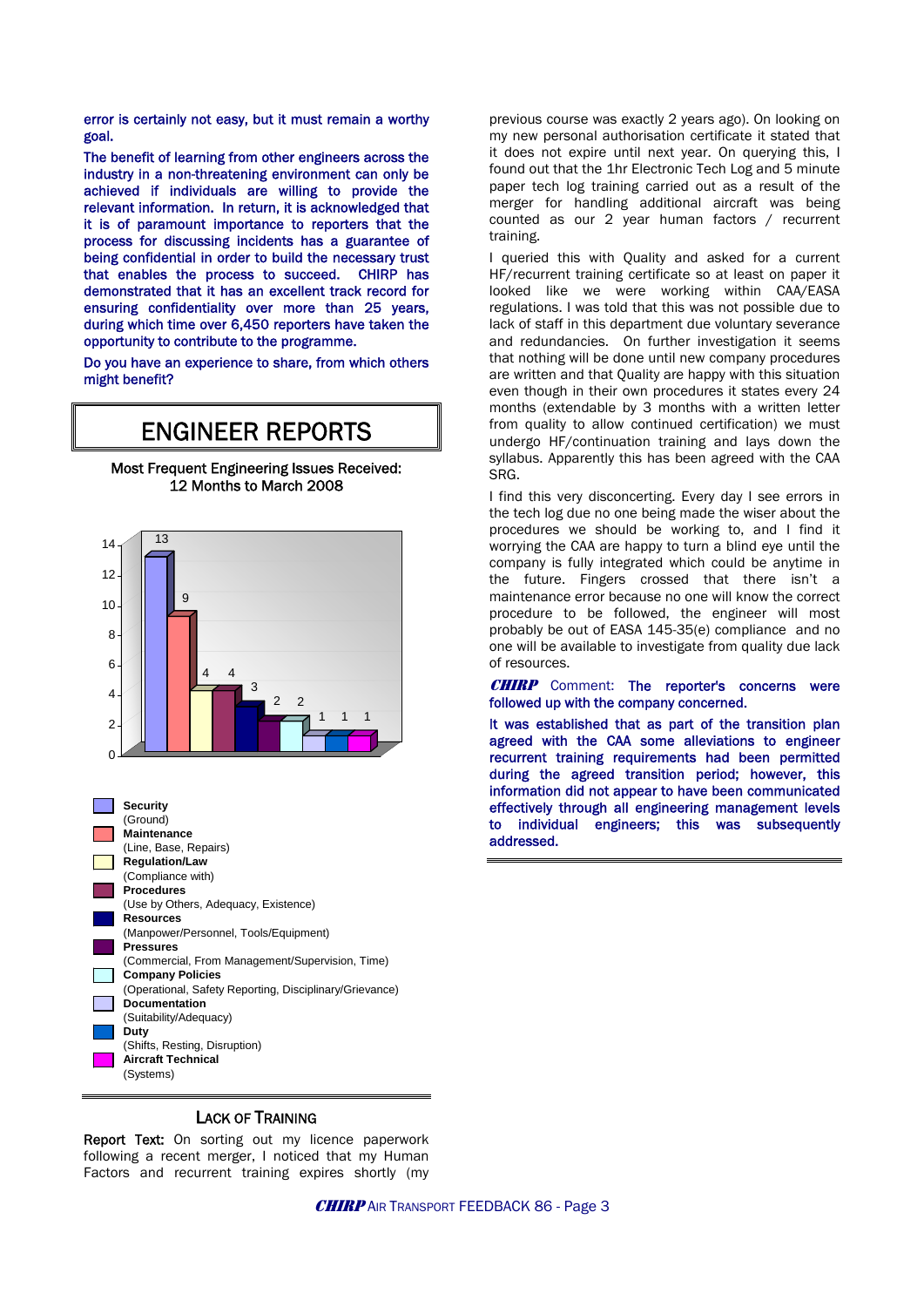error is certainly not easy, but it must remain a worthy goal.

The benefit of learning from other engineers across the industry in a non-threatening environment can only be achieved if individuals are willing to provide the relevant information. In return, it is acknowledged that it is of paramount importance to reporters that the process for discussing incidents has a guarantee of being confidential in order to build the necessary trust that enables the process to succeed. CHIRP has demonstrated that it has an excellent track record for ensuring confidentiality over more than 25 years, during which time over 6,450 reporters have taken the opportunity to contribute to the programme.

Do you have an experience to share, from which others might benefit?

# ENGINEER REPORTS

Most Frequent Engineering Issues Received:
12 Months to March 2008

| Category | Number |
|---|---|
| Security (Ground) | 13 |
| Maintenance (Line, Base, Repairs) | 9 |
| Regulation/Law (Compliance with) | 4 |
| Procedures (Use by Others, Adequacy, Existence) | 4 |
| Resources (Manpower/Personnel, Tools/Equipment) | 3 |
| Pressures (Commercial, From Management/Supervision, Time) | 2 |
| Company Policies (Operational, Safety Reporting, Disciplinary/Grievance) | 2 |
| Documentation (Suitability/Adequacy) | 1 |
| Duty (Shifts, Resting, Disruption) | 1 |
| Aircraft Technical (Systems) | 1 |

## LACK OF TRAINING

**Report Text:** On sorting out my licence paperwork following a recent merger, I noticed that my Human Factors and recurrent training expires shortly (my previous course was exactly 2 years ago). On looking on my new personal authorisation certificate it stated that it does not expire until next year. On querying this, I found out that the 1hr Electronic Tech Log and 5 minute paper tech log training carried out as a result of the merger for handling additional aircraft was being counted as our 2 year human factors / recurrent training.

I queried this with Quality and asked for a current HF/recurrent training certificate so at least on paper it looked like we were working within CAA/EASA regulations. I was told that this was not possible due to lack of staff in this department due voluntary severance and redundancies. On further investigation it seems that nothing will be done until new company procedures are written and that Quality are happy with this situation even though in their own procedures it states every 24 months (extendable by 3 months with a written letter from quality to allow continued certification) we must undergo HF/continuation training and lays down the syllabus. Apparently this has been agreed with the CAA SRG.

I find this very disconcerting. Every day I see errors in the tech log due no one being made the wiser about the procedures we should be working to, and I find it worrying the CAA are happy to turn a blind eye until the company is fully integrated which could be anytime in the future. Fingers crossed that there isn't a maintenance error because no one will know the correct procedure to be followed, the engineer will most probably be out of EASA 145-35(e) compliance and no one will be available to investigate from quality due lack of resources.

***CHIRP*** Comment: **The reporter's concerns were followed up with the company concerned.**

**It was established that as part of the transition plan agreed with the CAA some alleviations to engineer recurrent training requirements had been permitted during the agreed transition period; however, this information did not appear to have been communicated effectively through all engineering management levels to individual engineers; this was subsequently addressed.**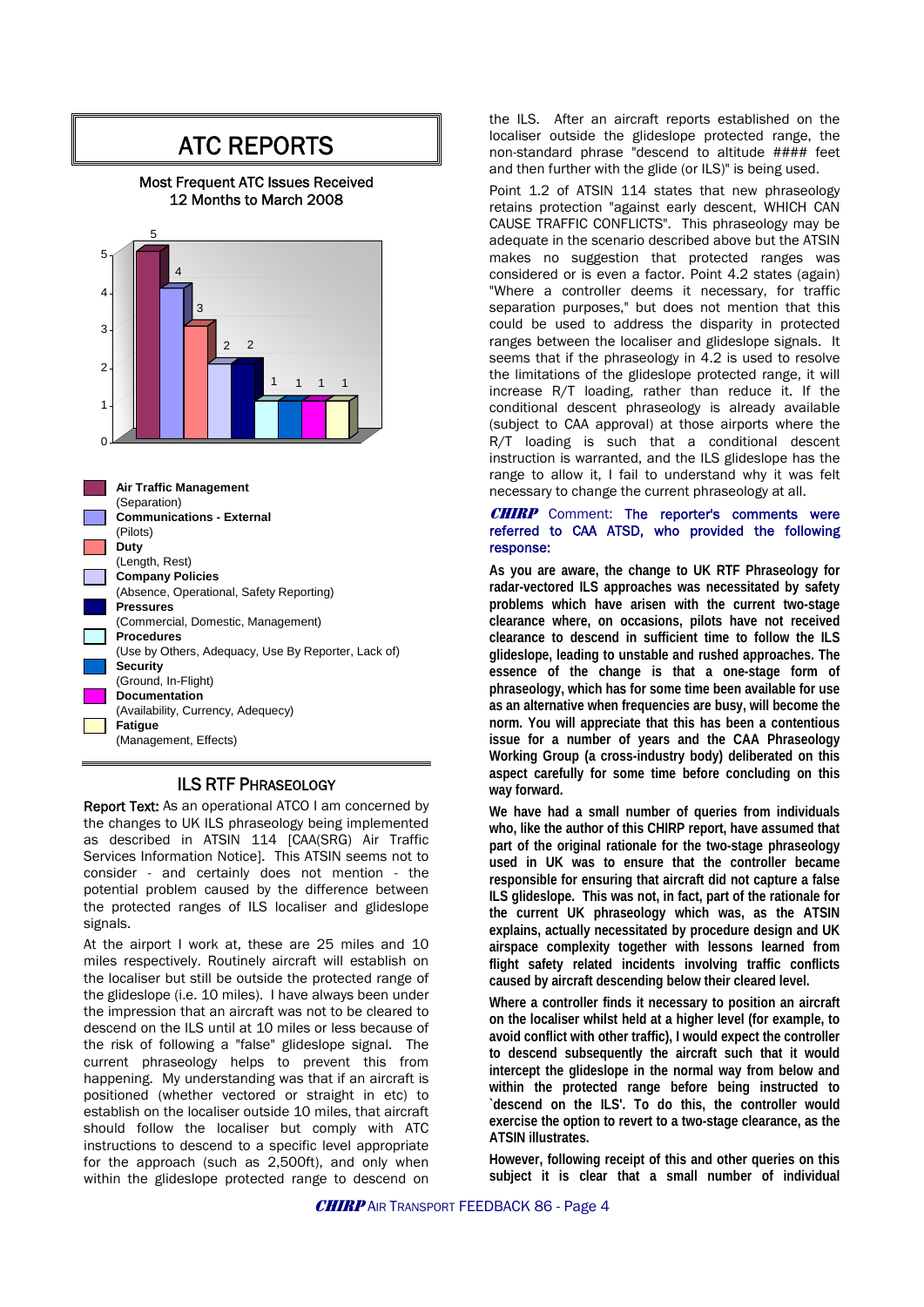# ATC REPORTS

Most Frequent ATC Issues Received
12 Months to March 2008

| Category | Count |
|---|---|
| **Air Traffic Management** (Separation) | 5 |
| **Communications - External** (Pilots) | 4 |
| **Duty** (Length, Rest) | 3 |
| **Company Policies** (Absence, Operational, Safety Reporting) | 2 |
| **Pressures** (Commercial, Domestic, Management) | 2 |
| **Procedures** (Use by Others, Adequacy, Use By Reporter, Lack of) | 1 |
| **Security** (Ground, In-Flight) | 1 |
| **Documentation** (Availability, Currency, Adequecy) | 1 |
| **Fatigue** (Management, Effects) | 1 |

## ILS RTF PHRASEOLOGY

**Report Text:** As an operational ATCO I am concerned by the changes to UK ILS phraseology being implemented as described in ATSIN 114 [CAA(SRG) Air Traffic Services Information Notice]. This ATSIN seems not to consider - and certainly does not mention - the potential problem caused by the difference between the protected ranges of ILS localiser and glideslope signals.

At the airport I work at, these are 25 miles and 10 miles respectively. Routinely aircraft will establish on the localiser but still be outside the protected range of the glideslope (i.e. 10 miles). I have always been under the impression that an aircraft was not to be cleared to descend on the ILS until at 10 miles or less because of the risk of following a "false" glideslope signal. The current phraseology helps to prevent this from happening. My understanding was that if an aircraft is positioned (whether vectored or straight in etc) to establish on the localiser outside 10 miles, that aircraft should follow the localiser but comply with ATC instructions to descend to a specific level appropriate for the approach (such as 2,500ft), and only when within the glideslope protected range to descend on the ILS. After an aircraft reports established on the localiser outside the glideslope protected range, the non-standard phrase "descend to altitude #### feet and then further with the glide (or ILS)" is being used.

Point 1.2 of ATSIN 114 states that new phraseology retains protection "against early descent, WHICH CAN CAUSE TRAFFIC CONFLICTS". This phraseology may be adequate in the scenario described above but the ATSIN makes no suggestion that protected ranges was considered or is even a factor. Point 4.2 states (again) "Where a controller deems it necessary, for traffic separation purposes," but does not mention that this could be used to address the disparity in protected ranges between the localiser and glideslope signals. It seems that if the phraseology in 4.2 is used to resolve the limitations of the glideslope protected range, it will increase R/T loading, rather than reduce it. If the conditional descent phraseology is already available (subject to CAA approval) at those airports where the R/T loading is such that a conditional descent instruction is warranted, and the ILS glideslope has the range to allow it, I fail to understand why it was felt necessary to change the current phraseology at all.

***CHIRP*** Comment: The reporter's comments were referred to CAA ATSD, who provided the following response:

**As you are aware, the change to UK RTF Phraseology for radar-vectored ILS approaches was necessitated by safety problems which have arisen with the current two-stage clearance where, on occasions, pilots have not received clearance to descend in sufficient time to follow the ILS glideslope, leading to unstable and rushed approaches. The essence of the change is that a one-stage form of phraseology, which has for some time been available for use as an alternative when frequencies are busy, will become the norm. You will appreciate that this has been a contentious issue for a number of years and the CAA Phraseology Working Group (a cross-industry body) deliberated on this aspect carefully for some time before concluding on this way forward.**

**We have had a small number of queries from individuals who, like the author of this CHIRP report, have assumed that part of the original rationale for the two-stage phraseology used in UK was to ensure that the controller became responsible for ensuring that aircraft did not capture a false ILS glideslope. This was not, in fact, part of the rationale for the current UK phraseology which was, as the ATSIN explains, actually necessitated by procedure design and UK airspace complexity together with lessons learned from flight safety related incidents involving traffic conflicts caused by aircraft descending below their cleared level.**

**Where a controller finds it necessary to position an aircraft on the localiser whilst held at a higher level (for example, to avoid conflict with other traffic), I would expect the controller to descend subsequently the aircraft such that it would intercept the glideslope in the normal way from below and within the protected range before being instructed to `descend on the ILS'. To do this, the controller would exercise the option to revert to a two-stage clearance, as the ATSIN illustrates.**

**However, following receipt of this and other queries on this subject it is clear that a small number of individual**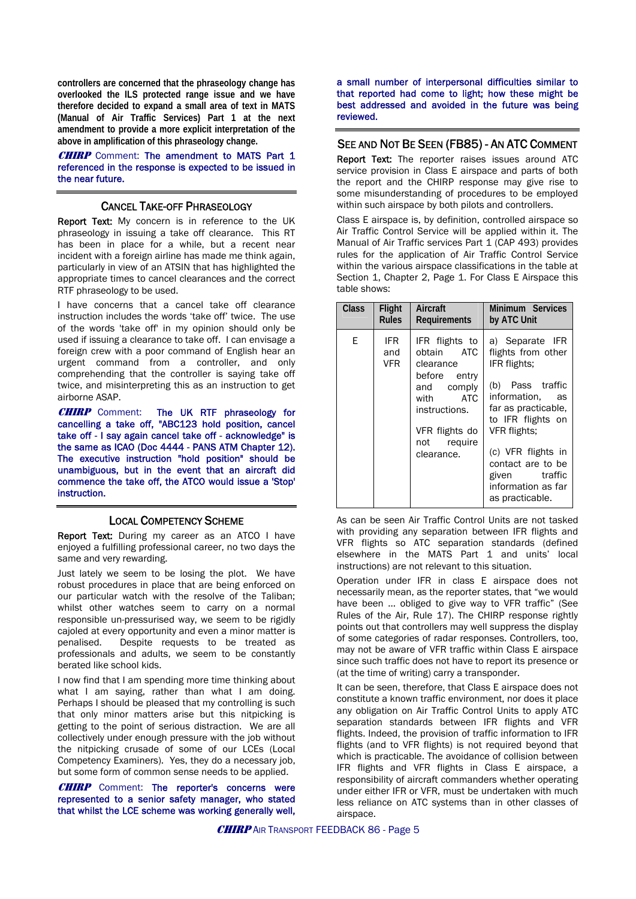**controllers are concerned that the phraseology change has overlooked the ILS protected range issue and we have therefore decided to expand a small area of text in MATS (Manual of Air Traffic Services) Part 1 at the next amendment to provide a more explicit interpretation of the above in amplification of this phraseology change.**

***CHIRP*** Comment: **The amendment to MATS Part 1 referenced in the response is expected to be issued in the near future.**

## CANCEL TAKE-OFF PHRASEOLOGY

**Report Text:** My concern is in reference to the UK phraseology in issuing a take off clearance. This RT has been in place for a while, but a recent near incident with a foreign airline has made me think again, particularly in view of an ATSIN that has highlighted the appropriate times to cancel clearances and the correct RTF phraseology to be used.

I have concerns that a cancel take off clearance instruction includes the words 'take off' twice. The use of the words 'take off' in my opinion should only be used if issuing a clearance to take off. I can envisage a foreign crew with a poor command of English hear an urgent command from a controller, and only comprehending that the controller is saying take off twice, and misinterpreting this as an instruction to get airborne ASAP.

***CHIRP*** Comment: **The UK RTF phraseology for cancelling a take off, "ABC123 hold position, cancel take off - I say again cancel take off - acknowledge" is the same as ICAO (Doc 4444 - PANS ATM Chapter 12). The executive instruction "hold position" should be unambiguous, but in the event that an aircraft did commence the take off, the ATCO would issue a 'Stop' instruction.**

## LOCAL COMPETENCY SCHEME

**Report Text:** During my career as an ATCO I have enjoyed a fulfilling professional career, no two days the same and very rewarding.

Just lately we seem to be losing the plot. We have robust procedures in place that are being enforced on our particular watch with the resolve of the Taliban; whilst other watches seem to carry on a normal responsible un-pressurised way, we seem to be rigidly cajoled at every opportunity and even a minor matter is penalised. Despite requests to be treated as professionals and adults, we seem to be constantly berated like school kids.

I now find that I am spending more time thinking about what I am saying, rather than what I am doing. Perhaps I should be pleased that my controlling is such that only minor matters arise but this nitpicking is getting to the point of serious distraction. We are all collectively under enough pressure with the job without the nitpicking crusade of some of our LCEs (Local Competency Examiners). Yes, they do a necessary job, but some form of common sense needs to be applied.

***CHIRP*** Comment: **The reporter's concerns were represented to a senior safety manager, who stated that whilst the LCE scheme was working generally well, a small number of interpersonal difficulties similar to that reported had come to light; how these might be best addressed and avoided in the future was being reviewed.**

## SEE AND NOT BE SEEN (FB85) - AN ATC COMMENT

**Report Text:** The reporter raises issues around ATC service provision in Class E airspace and parts of both the report and the CHIRP response may give rise to some misunderstanding of procedures to be employed within such airspace by both pilots and controllers.

Class E airspace is, by definition, controlled airspace so Air Traffic Control Service will be applied within it. The Manual of Air Traffic services Part 1 (CAP 493) provides rules for the application of Air Traffic Control Service within the various airspace classifications in the table at Section 1, Chapter 2, Page 1. For Class E Airspace this table shows:

| Class | Flight Rules | Aircraft Requirements | Minimum Services by ATC Unit |
|---|---|---|---|
| E | IFR and VFR | IFR flights to obtain ATC clearance before entry and comply with ATC instructions.<br><br>VFR flights do not require clearance. | a) Separate IFR flights from other IFR flights;<br><br>(b) Pass traffic information, as far as practicable, to IFR flights on VFR flights;<br><br>(c) VFR flights in contact are to be given traffic information as far as practicable. |

As can be seen Air Traffic Control Units are not tasked with providing any separation between IFR flights and VFR flights so ATC separation standards (defined elsewhere in the MATS Part 1 and units' local instructions) are not relevant to this situation.

Operation under IFR in class E airspace does not necessarily mean, as the reporter states, that "we would have been ... obliged to give way to VFR traffic" (See Rules of the Air, Rule 17). The CHIRP response rightly points out that controllers may well suppress the display of some categories of radar responses. Controllers, too, may not be aware of VFR traffic within Class E airspace since such traffic does not have to report its presence or (at the time of writing) carry a transponder.

It can be seen, therefore, that Class E airspace does not constitute a known traffic environment, nor does it place any obligation on Air Traffic Control Units to apply ATC separation standards between IFR flights and VFR flights. Indeed, the provision of traffic information to IFR flights (and to VFR flights) is not required beyond that which is practicable. The avoidance of collision between IFR flights and VFR flights in Class E airspace, a responsibility of aircraft commanders whether operating under either IFR or VFR, must be undertaken with much less reliance on ATC systems than in other classes of airspace.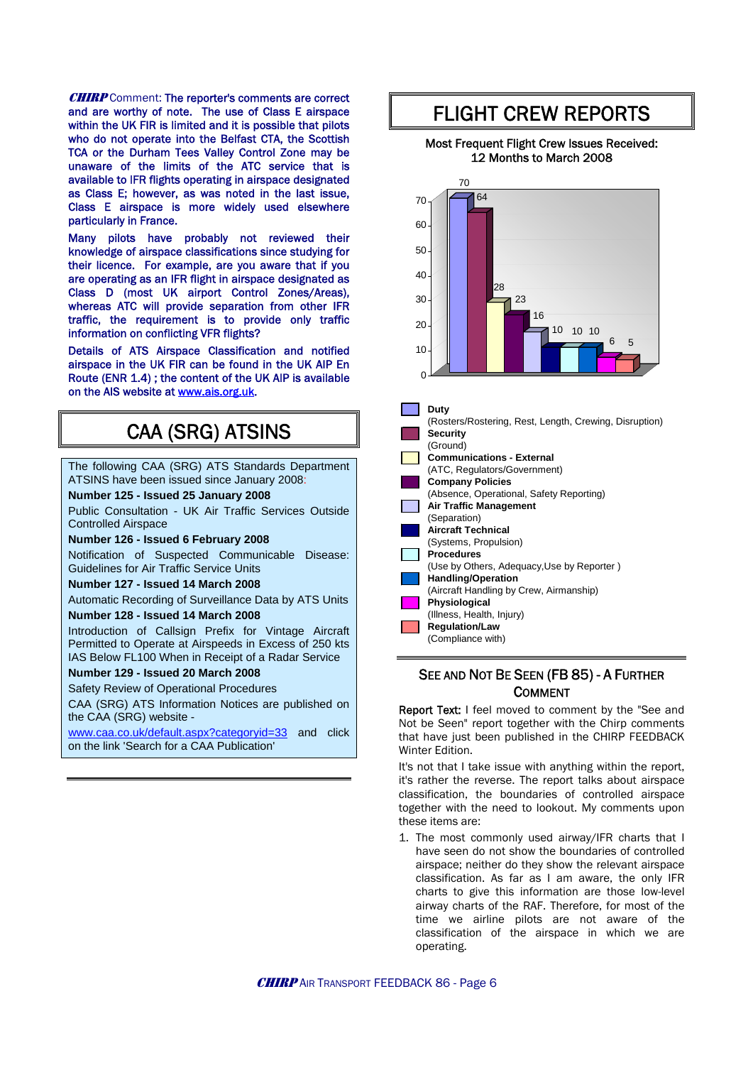***CHIRP* Comment:** The reporter's comments are correct and are worthy of note. The use of Class E airspace within the UK FIR is limited and it is possible that pilots who do not operate into the Belfast CTA, the Scottish TCA or the Durham Tees Valley Control Zone may be unaware of the limits of the ATC service that is available to IFR flights operating in airspace designated as Class E; however, as was noted in the last issue, Class E airspace is more widely used elsewhere particularly in France.

Many pilots have probably not reviewed their knowledge of airspace classifications since studying for their licence. For example, are you aware that if you are operating as an IFR flight in airspace designated as Class D (most UK airport Control Zones/Areas), whereas ATC will provide separation from other IFR traffic, the requirement is to provide only traffic information on conflicting VFR flights?

Details of ATS Airspace Classification and notified airspace in the UK FIR can be found in the UK AIP En Route (ENR 1.4) ; the content of the UK AIP is available on the AIS website at www.ais.org.uk.

## CAA (SRG) ATSINS

The following CAA (SRG) ATS Standards Department ATSINS have been issued since January 2008:

**Number 125 - Issued 25 January 2008**

Public Consultation - UK Air Traffic Services Outside Controlled Airspace

**Number 126 - Issued 6 February 2008**

Notification of Suspected Communicable Disease: Guidelines for Air Traffic Service Units

**Number 127 - Issued 14 March 2008**

Automatic Recording of Surveillance Data by ATS Units

**Number 128 - Issued 14 March 2008**

Introduction of Callsign Prefix for Vintage Aircraft Permitted to Operate at Airspeeds in Excess of 250 kts IAS Below FL100 When in Receipt of a Radar Service

**Number 129 - Issued 20 March 2008**

Safety Review of Operational Procedures

CAA (SRG) ATS Information Notices are published on the CAA (SRG) website - www.caa.co.uk/default.aspx?categoryid=33 and click on the link 'Search for a CAA Publication'

## FLIGHT CREW REPORTS

Most Frequent Flight Crew Issues Received:
12 Months to March 2008

| Issue | Reports |
|---|---|
| **Duty** (Rosters/Rostering, Rest, Length, Crewing, Disruption) | 70 |
| **Security** (Ground) | 64 |
| **Communications - External** (ATC, Regulators/Government) | 28 |
| **Company Policies** (Absence, Operational, Safety Reporting) | 23 |
| **Air Traffic Management** (Separation) | 16 |
| **Aircraft Technical** (Systems, Propulsion) | 10 |
| **Procedures** (Use by Others, Adequacy,Use by Reporter ) | 10 |
| **Handling/Operation** (Aircraft Handling by Crew, Airmanship) | 10 |
| **Physiological** (Illness, Health, Injury) | 6 |
| **Regulation/Law** (Compliance with) | 5 |

### SEE AND NOT BE SEEN (FB 85) - A FURTHER COMMENT

**Report Text:** I feel moved to comment by the "See and Not be Seen" report together with the Chirp comments that have just been published in the CHIRP FEEDBACK Winter Edition.

It's not that I take issue with anything within the report, it's rather the reverse. The report talks about airspace classification, the boundaries of controlled airspace together with the need to lookout. My comments upon these items are:

1. The most commonly used airway/IFR charts that I have seen do not show the boundaries of controlled airspace; neither do they show the relevant airspace classification. As far as I am aware, the only IFR charts to give this information are those low-level airway charts of the RAF. Therefore, for most of the time we airline pilots are not aware of the classification of the airspace in which we are operating.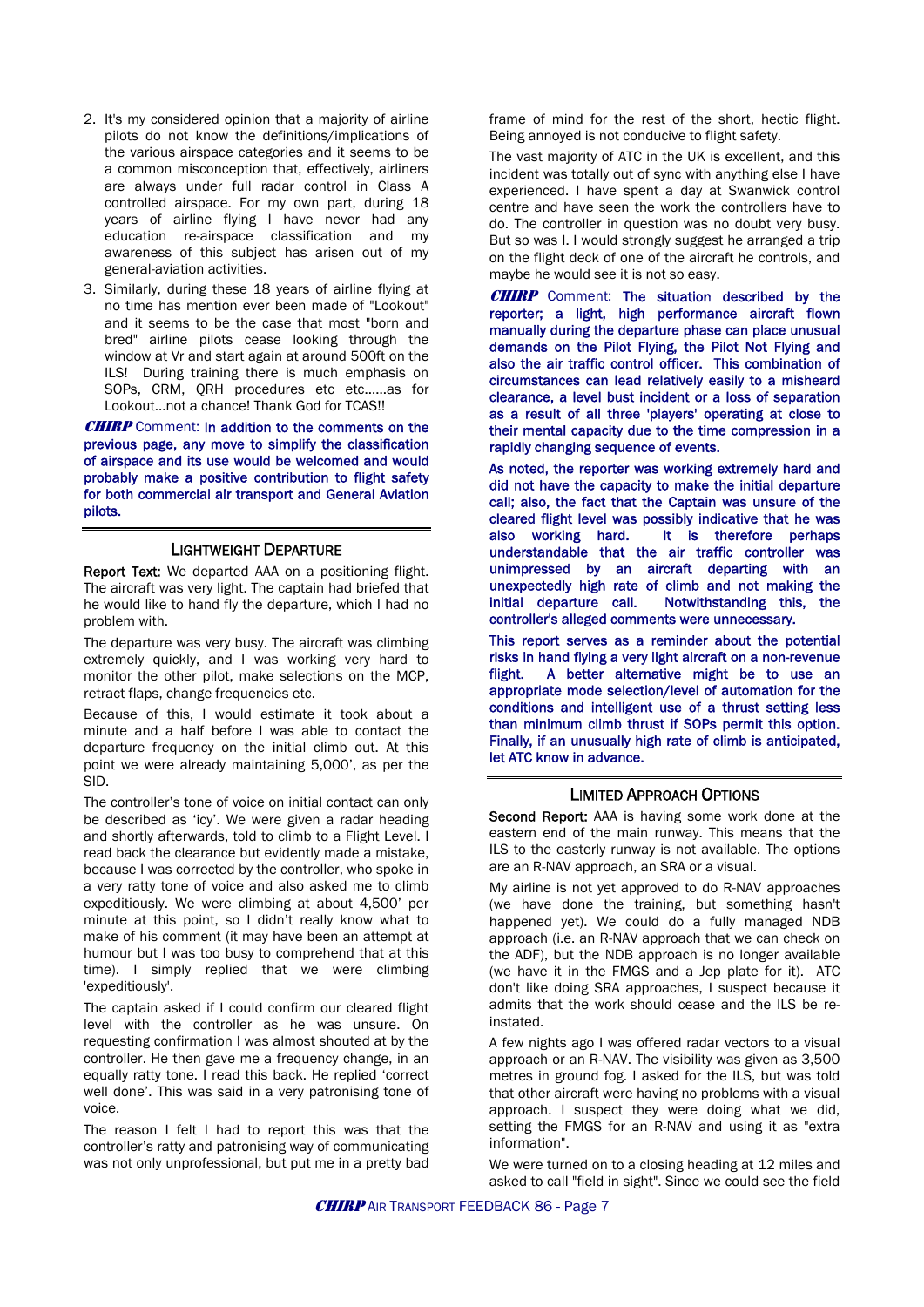2. It's my considered opinion that a majority of airline pilots do not know the definitions/implications of the various airspace categories and it seems to be a common misconception that, effectively, airliners are always under full radar control in Class A controlled airspace. For my own part, during 18 years of airline flying I have never had any education re-airspace classification and my awareness of this subject has arisen out of my general-aviation activities.
3. Similarly, during these 18 years of airline flying at no time has mention ever been made of "Lookout" and it seems to be the case that most "born and bred" airline pilots cease looking through the window at Vr and start again at around 500ft on the ILS! During training there is much emphasis on SOPs, CRM, QRH procedures etc etc......as for Lookout...not a chance! Thank God for TCAS!!

***CHIRP*** Comment: In addition to the comments on the previous page, any move to simplify the classification of airspace and its use would be welcomed and would probably make a positive contribution to flight safety for both commercial air transport and General Aviation pilots.

## LIGHTWEIGHT DEPARTURE

**Report Text:** We departed AAA on a positioning flight. The aircraft was very light. The captain had briefed that he would like to hand fly the departure, which I had no problem with.

The departure was very busy. The aircraft was climbing extremely quickly, and I was working very hard to monitor the other pilot, make selections on the MCP, retract flaps, change frequencies etc.

Because of this, I would estimate it took about a minute and a half before I was able to contact the departure frequency on the initial climb out. At this point we were already maintaining 5,000', as per the SID.

The controller's tone of voice on initial contact can only be described as 'icy'. We were given a radar heading and shortly afterwards, told to climb to a Flight Level. I read back the clearance but evidently made a mistake, because I was corrected by the controller, who spoke in a very ratty tone of voice and also asked me to climb expeditiously. We were climbing at about 4,500' per minute at this point, so I didn't really know what to make of his comment (it may have been an attempt at humour but I was too busy to comprehend that at this time). I simply replied that we were climbing 'expeditiously'.

The captain asked if I could confirm our cleared flight level with the controller as he was unsure. On requesting confirmation I was almost shouted at by the controller. He then gave me a frequency change, in an equally ratty tone. I read this back. He replied 'correct well done'. This was said in a very patronising tone of voice.

The reason I felt I had to report this was that the controller's ratty and patronising way of communicating was not only unprofessional, but put me in a pretty bad frame of mind for the rest of the short, hectic flight. Being annoyed is not conducive to flight safety.

The vast majority of ATC in the UK is excellent, and this incident was totally out of sync with anything else I have experienced. I have spent a day at Swanwick control centre and have seen the work the controllers have to do. The controller in question was no doubt very busy. But so was I. I would strongly suggest he arranged a trip on the flight deck of one of the aircraft he controls, and maybe he would see it is not so easy.

***CHIRP*** Comment: The situation described by the reporter; a light, high performance aircraft flown manually during the departure phase can place unusual demands on the Pilot Flying, the Pilot Not Flying and also the air traffic control officer. This combination of circumstances can lead relatively easily to a misheard clearance, a level bust incident or a loss of separation as a result of all three 'players' operating at close to their mental capacity due to the time compression in a rapidly changing sequence of events.

As noted, the reporter was working extremely hard and did not have the capacity to make the initial departure call; also, the fact that the Captain was unsure of the cleared flight level was possibly indicative that he was also working hard. It is therefore perhaps understandable that the air traffic controller was unimpressed by an aircraft departing with an unexpectedly high rate of climb and not making the initial departure call. Notwithstanding this, the controller's alleged comments were unnecessary.

This report serves as a reminder about the potential risks in hand flying a very light aircraft on a non-revenue flight. A better alternative might be to use an appropriate mode selection/level of automation for the conditions and intelligent use of a thrust setting less than minimum climb thrust if SOPs permit this option. Finally, if an unusually high rate of climb is anticipated, let ATC know in advance.

## LIMITED APPROACH OPTIONS

**Second Report:** AAA is having some work done at the eastern end of the main runway. This means that the ILS to the easterly runway is not available. The options are an R-NAV approach, an SRA or a visual.

My airline is not yet approved to do R-NAV approaches (we have done the training, but something hasn't happened yet). We could do a fully managed NDB approach (i.e. an R-NAV approach that we can check on the ADF), but the NDB approach is no longer available (we have it in the FMGS and a Jep plate for it). ATC don't like doing SRA approaches, I suspect because it admits that the work should cease and the ILS be re-instated.

A few nights ago I was offered radar vectors to a visual approach or an R-NAV. The visibility was given as 3,500 metres in ground fog. I asked for the ILS, but was told that other aircraft were having no problems with a visual approach. I suspect they were doing what we did, setting the FMGS for an R-NAV and using it as "extra information".

We were turned on to a closing heading at 12 miles and asked to call "field in sight". Since we could see the field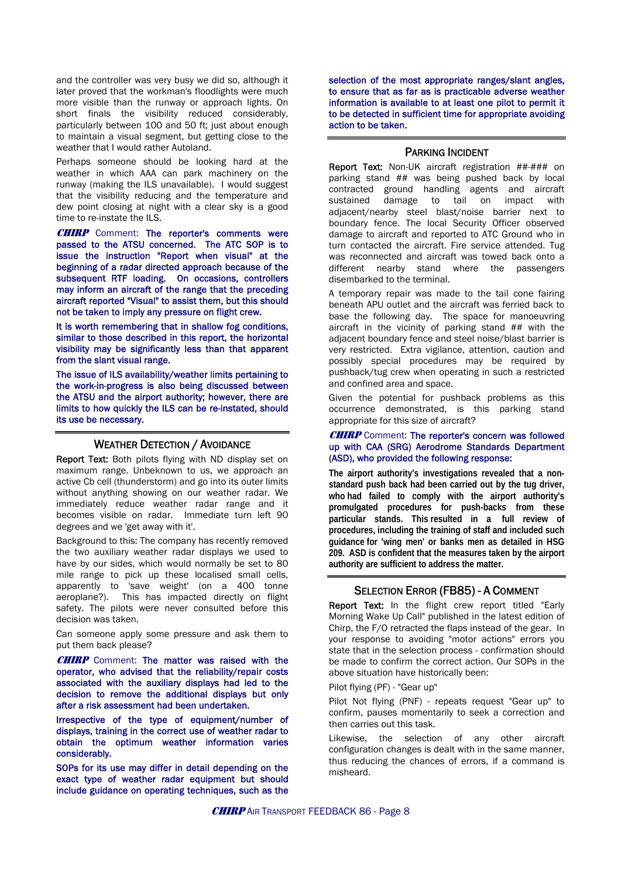and the controller was very busy we did so, although it later proved that the workman's floodlights were much more visible than the runway or approach lights. On short finals the visibility reduced considerably, particularly between 100 and 50 ft; just about enough to maintain a visual segment, but getting close to the weather that I would rather Autoland.

Perhaps someone should be looking hard at the weather in which AAA can park machinery on the runway (making the ILS unavailable). I would suggest that the visibility reducing and the temperature and dew point closing at night with a clear sky is a good time to re-instate the ILS.

***CHIRP*** Comment: The reporter's comments were passed to the ATSU concerned. The ATC SOP is to issue the instruction "Report when visual" at the beginning of a radar directed approach because of the subsequent RTF loading. On occasions, controllers may inform an aircraft of the range that the preceding aircraft reported "Visual" to assist them, but this should not be taken to imply any pressure on flight crew.

It is worth remembering that in shallow fog conditions, similar to those described in this report, the horizontal visibility may be significantly less than that apparent from the slant visual range.

The issue of ILS availability/weather limits pertaining to the work-in-progress is also being discussed between the ATSU and the airport authority; however, there are limits to how quickly the ILS can be re-instated, should its use be necessary.

## WEATHER DETECTION / AVOIDANCE

**Report Text:** Both pilots flying with ND display set on maximum range. Unbeknown to us, we approach an active Cb cell (thunderstorm) and go into its outer limits without anything showing on our weather radar. We immediately reduce weather radar range and it becomes visible on radar. Immediate turn left 90 degrees and we 'get away with it'.

Background to this: The company has recently removed the two auxiliary weather radar displays we used to have by our sides, which would normally be set to 80 mile range to pick up these localised small cells, apparently to 'save weight' (on a 400 tonne aeroplane?). This has impacted directly on flight safety. The pilots were never consulted before this decision was taken.

Can someone apply some pressure and ask them to put them back please?

***CHIRP*** Comment: The matter was raised with the operator, who advised that the reliability/repair costs associated with the auxiliary displays had led to the decision to remove the additional displays but only after a risk assessment had been undertaken.

Irrespective of the type of equipment/number of displays, training in the correct use of weather radar to obtain the optimum weather information varies considerably.

SOPs for its use may differ in detail depending on the exact type of weather radar equipment but should include guidance on operating techniques, such as the selection of the most appropriate ranges/slant angles, to ensure that as far as is practicable adverse weather information is available to at least one pilot to permit it to be detected in sufficient time for appropriate avoiding action to be taken.

## PARKING INCIDENT

**Report Text:** Non-UK aircraft registration ##-### on parking stand ## was being pushed back by local contracted ground handling agents and aircraft sustained damage to tail on impact with adjacent/nearby steel blast/noise barrier next to boundary fence. The local Security Officer observed damage to aircraft and reported to ATC Ground who in turn contacted the aircraft. Fire service attended. Tug was reconnected and aircraft was towed back onto a different nearby stand where the passengers disembarked to the terminal.

A temporary repair was made to the tail cone fairing beneath APU outlet and the aircraft was ferried back to base the following day. The space for manoeuvring aircraft in the vicinity of parking stand ## with the adjacent boundary fence and steel noise/blast barrier is very restricted. Extra vigilance, attention, caution and possibly special procedures may be required by pushback/tug crew when operating in such a restricted and confined area and space.

Given the potential for pushback problems as this occurrence demonstrated, is this parking stand appropriate for this size of aircraft?

***CHIRP*** Comment: The reporter's concern was followed up with CAA (SRG) Aerodrome Standards Department (ASD), who provided the following response:

**The airport authority's investigations revealed that a non-standard push back had been carried out by the tug driver, who had failed to comply with the airport authority's promulgated procedures for push-backs from these particular stands. This resulted in a full review of procedures, including the training of staff and included such guidance for 'wing men' or banks men as detailed in HSG 209. ASD is confident that the measures taken by the airport authority are sufficient to address the matter.**

## SELECTION ERROR (FB85) - A COMMENT

**Report Text:** In the flight crew report titled "Early Morning Wake Up Call" published in the latest edition of Chirp, the F/O retracted the flaps instead of the gear. In your response to avoiding "motor actions" errors you state that in the selection process - confirmation should be made to confirm the correct action. Our SOPs in the above situation have historically been:

Pilot flying (PF) - "Gear up"

Pilot Not flying (PNF) - repeats request "Gear up" to confirm, pauses momentarily to seek a correction and then carries out this task.

Likewise, the selection of any other aircraft configuration changes is dealt with in the same manner, thus reducing the chances of errors, if a command is misheard.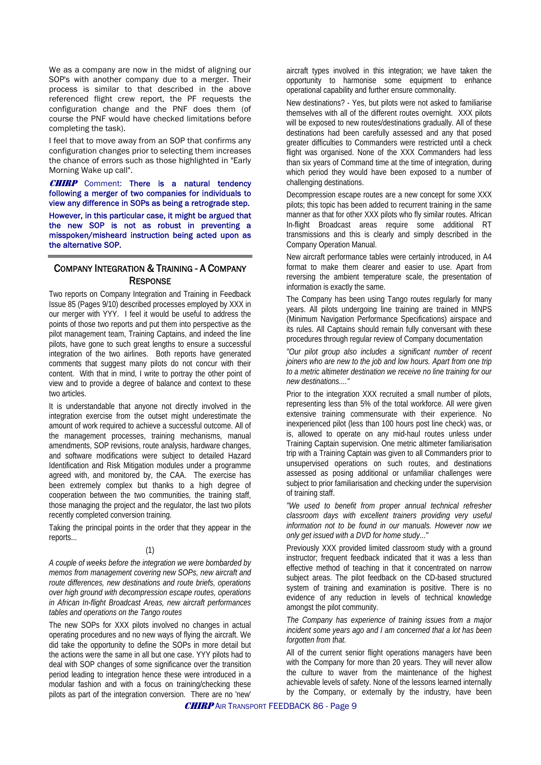We as a company are now in the midst of aligning our SOP's with another company due to a merger. Their process is similar to that described in the above referenced flight crew report, the PF requests the configuration change and the PNF does them (of course the PNF would have checked limitations before completing the task).

I feel that to move away from an SOP that confirms any configuration changes prior to selecting them increases the chance of errors such as those highlighted in "Early Morning Wake up call".

***CHIRP*** Comment: **There is a natural tendency following a merger of two companies for individuals to view any difference in SOPs as being a retrograde step.**

**However, in this particular case, it might be argued that the new SOP is not as robust in preventing a misspoken/misheard instruction being acted upon as the alternative SOP.**

---

## COMPANY INTEGRATION & TRAINING - A COMPANY RESPONSE

Two reports on Company Integration and Training in Feedback Issue 85 (Pages 9/10) described processes employed by XXX in our merger with YYY. I feel it would be useful to address the points of those two reports and put them into perspective as the pilot management team, Training Captains, and indeed the line pilots, have gone to such great lengths to ensure a successful integration of the two airlines. Both reports have generated comments that suggest many pilots do not concur with their content. With that in mind, I write to portray the other point of view and to provide a degree of balance and context to these two articles.

It is understandable that anyone not directly involved in the integration exercise from the outset might underestimate the amount of work required to achieve a successful outcome. All of the management processes, training mechanisms, manual amendments, SOP revisions, route analysis, hardware changes, and software modifications were subject to detailed Hazard Identification and Risk Mitigation modules under a programme agreed with, and monitored by, the CAA. The exercise has been extremely complex but thanks to a high degree of cooperation between the two communities, the training staff, those managing the project and the regulator, the last two pilots recently completed conversion training.

Taking the principal points in the order that they appear in the reports...

(1)

*A couple of weeks before the integration we were bombarded by memos from management covering new SOPs, new aircraft and route differences, new destinations and route briefs, operations over high ground with decompression escape routes, operations in African In-flight Broadcast Areas, new aircraft performances tables and operations on the Tango routes*

The new SOPs for XXX pilots involved no changes in actual operating procedures and no new ways of flying the aircraft. We did take the opportunity to define the SOPs in more detail but the actions were the same in all but one case. YYY pilots had to deal with SOP changes of some significance over the transition period leading to integration hence these were introduced in a modular fashion and with a focus on training/checking these pilots as part of the integration conversion. There are no 'new' aircraft types involved in this integration; we have taken the opportunity to harmonise some equipment to enhance operational capability and further ensure commonality.

New destinations? - Yes, but pilots were not asked to familiarise themselves with all of the different routes overnight. XXX pilots will be exposed to new routes/destinations gradually. All of these destinations had been carefully assessed and any that posed greater difficulties to Commanders were restricted until a check flight was organised. None of the XXX Commanders had less than six years of Command time at the time of integration, during which period they would have been exposed to a number of challenging destinations.

Decompression escape routes are a new concept for some XXX pilots; this topic has been added to recurrent training in the same manner as that for other XXX pilots who fly similar routes. African In-flight Broadcast areas require some additional RT transmissions and this is clearly and simply described in the Company Operation Manual.

New aircraft performance tables were certainly introduced, in A4 format to make them clearer and easier to use. Apart from reversing the ambient temperature scale, the presentation of information is exactly the same.

The Company has been using Tango routes regularly for many years. All pilots undergoing line training are trained in MNPS (Minimum Navigation Performance Specifications) airspace and its rules. All Captains should remain fully conversant with these procedures through regular review of Company documentation

*"Our pilot group also includes a significant number of recent joiners who are new to the job and low hours. Apart from one trip to a metric altimeter destination we receive no line training for our new destinations...."*

Prior to the integration XXX recruited a small number of pilots, representing less than 5% of the total workforce. All were given extensive training commensurate with their experience. No inexperienced pilot (less than 100 hours post line check) was, or is, allowed to operate on any mid-haul routes unless under Training Captain supervision. One metric altimeter familiarisation trip with a Training Captain was given to all Commanders prior to unsupervised operations on such routes, and destinations assessed as posing additional or unfamiliar challenges were subject to prior familiarisation and checking under the supervision of training staff.

*"We used to benefit from proper annual technical refresher classroom days with excellent trainers providing very useful information not to be found in our manuals. However now we only get issued with a DVD for home study..."*

Previously XXX provided limited classroom study with a ground instructor; frequent feedback indicated that it was a less than effective method of teaching in that it concentrated on narrow subject areas. The pilot feedback on the CD-based structured system of training and examination is positive. There is no evidence of any reduction in levels of technical knowledge amongst the pilot community.

*The Company has experience of training issues from a major incident some years ago and I am concerned that a lot has been forgotten from that.*

All of the current senior flight operations managers have been with the Company for more than 20 years. They will never allow the culture to waver from the maintenance of the highest achievable levels of safety. None of the lessons learned internally by the Company, or externally by the industry, have been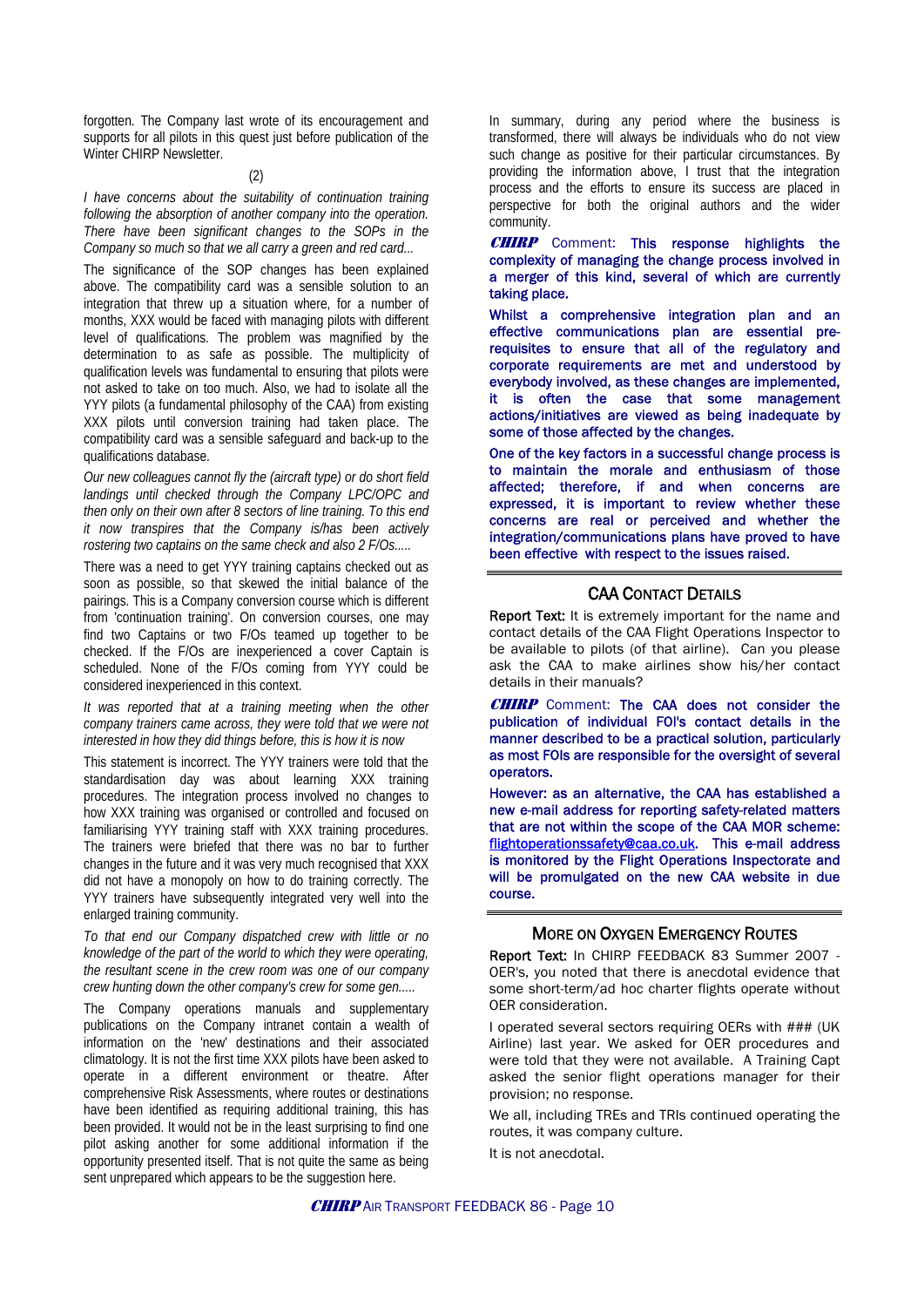forgotten. The Company last wrote of its encouragement and supports for all pilots in this quest just before publication of the Winter CHIRP Newsletter.

(2)

*I have concerns about the suitability of continuation training following the absorption of another company into the operation. There have been significant changes to the SOPs in the Company so much so that we all carry a green and red card...*

The significance of the SOP changes has been explained above. The compatibility card was a sensible solution to an integration that threw up a situation where, for a number of months, XXX would be faced with managing pilots with different level of qualifications. The problem was magnified by the determination to as safe as possible. The multiplicity of qualification levels was fundamental to ensuring that pilots were not asked to take on too much. Also, we had to isolate all the YYY pilots (a fundamental philosophy of the CAA) from existing XXX pilots until conversion training had taken place. The compatibility card was a sensible safeguard and back-up to the qualifications database.

*Our new colleagues cannot fly the (aircraft type) or do short field landings until checked through the Company LPC/OPC and then only on their own after 8 sectors of line training. To this end it now transpires that the Company is/has been actively rostering two captains on the same check and also 2 F/Os.....*

There was a need to get YYY training captains checked out as soon as possible, so that skewed the initial balance of the pairings. This is a Company conversion course which is different from 'continuation training'. On conversion courses, one may find two Captains or two F/Os teamed up together to be checked. If the F/Os are inexperienced a cover Captain is scheduled. None of the F/Os coming from YYY could be considered inexperienced in this context.

*It was reported that at a training meeting when the other company trainers came across, they were told that we were not interested in how they did things before, this is how it is now*

This statement is incorrect. The YYY trainers were told that the standardisation day was about learning XXX training procedures. The integration process involved no changes to how XXX training was organised or controlled and focused on familiarising YYY training staff with XXX training procedures. The trainers were briefed that there was no bar to further changes in the future and it was very much recognised that XXX did not have a monopoly on how to do training correctly. The YYY trainers have subsequently integrated very well into the enlarged training community.

*To that end our Company dispatched crew with little or no knowledge of the part of the world to which they were operating, the resultant scene in the crew room was one of our company crew hunting down the other company's crew for some gen.....*

The Company operations manuals and supplementary publications on the Company intranet contain a wealth of information on the 'new' destinations and their associated climatology. It is not the first time XXX pilots have been asked to operate in a different environment or theatre. After comprehensive Risk Assessments, where routes or destinations have been identified as requiring additional training, this has been provided. It would not be in the least surprising to find one pilot asking another for some additional information if the opportunity presented itself. That is not quite the same as being sent unprepared which appears to be the suggestion here.

In summary, during any period where the business is transformed, there will always be individuals who do not view such change as positive for their particular circumstances. By providing the information above, I trust that the integration process and the efforts to ensure its success are placed in perspective for both the original authors and the wider community.

***CHIRP*** Comment: **This response highlights the complexity of managing the change process involved in a merger of this kind, several of which are currently taking place.**

**Whilst a comprehensive integration plan and an effective communications plan are essential pre-requisites to ensure that all of the regulatory and corporate requirements are met and understood by everybody involved, as these changes are implemented, it is often the case that some management actions/initiatives are viewed as being inadequate by some of those affected by the changes.**

**One of the key factors in a successful change process is to maintain the morale and enthusiasm of those affected; therefore, if and when concerns are expressed, it is important to review whether these concerns are real or perceived and whether the integration/communications plans have proved to have been effective with respect to the issues raised.**

## CAA Contact Details

**Report Text:** It is extremely important for the name and contact details of the CAA Flight Operations Inspector to be available to pilots (of that airline). Can you please ask the CAA to make airlines show his/her contact details in their manuals?

***CHIRP*** Comment: **The CAA does not consider the publication of individual FOI's contact details in the manner described to be a practical solution, particularly as most FOIs are responsible for the oversight of several operators.**

**However: as an alternative, the CAA has established a new e-mail address for reporting safety-related matters that are not within the scope of the CAA MOR scheme: flightoperationssafety@caa.co.uk. This e-mail address is monitored by the Flight Operations Inspectorate and will be promulgated on the new CAA website in due course.**

## More on Oxygen Emergency Routes

**Report Text:** In CHIRP FEEDBACK 83 Summer 2007 - OER's, you noted that there is anecdotal evidence that some short-term/ad hoc charter flights operate without OER consideration.

I operated several sectors requiring OERs with ### (UK Airline) last year. We asked for OER procedures and were told that they were not available. A Training Capt asked the senior flight operations manager for their provision; no response.

We all, including TREs and TRIs continued operating the routes, it was company culture.

It is not anecdotal.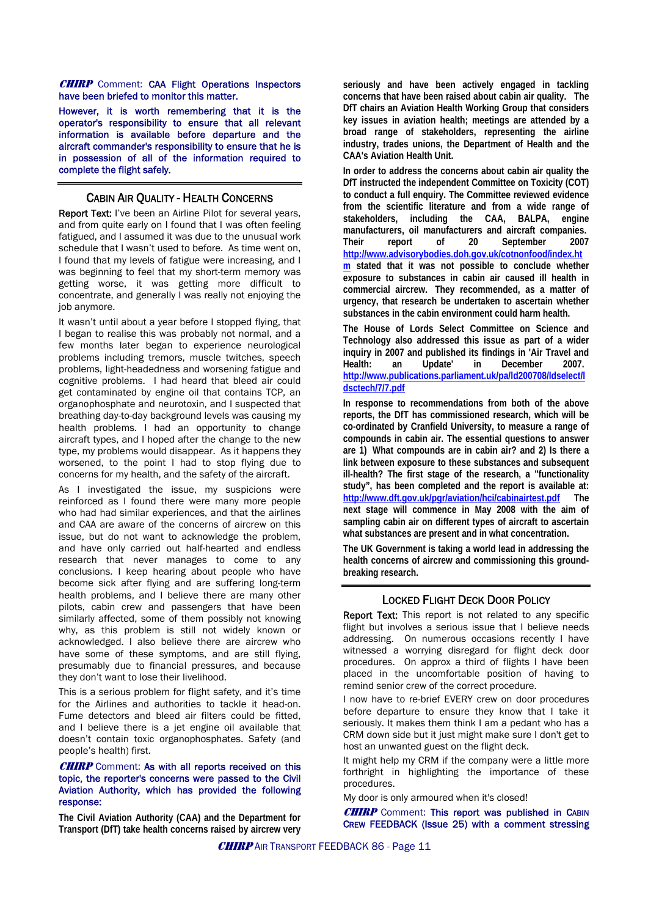**CHIRP** Comment: CAA Flight Operations Inspectors have been briefed to monitor this matter.

However, it is worth remembering that it is the operator's responsibility to ensure that all relevant information is available before departure and the aircraft commander's responsibility to ensure that he is in possession of all of the information required to complete the flight safely.

## CABIN AIR QUALITY - HEALTH CONCERNS

Report Text: I've been an Airline Pilot for several years, and from quite early on I found that I was often feeling fatigued, and I assumed it was due to the unusual work schedule that I wasn't used to before. As time went on, I found that my levels of fatigue were increasing, and I was beginning to feel that my short-term memory was getting worse, it was getting more difficult to concentrate, and generally I was really not enjoying the job anymore.

It wasn't until about a year before I stopped flying, that I began to realise this was probably not normal, and a few months later began to experience neurological problems including tremors, muscle twitches, speech problems, light-headedness and worsening fatigue and cognitive problems. I had heard that bleed air could get contaminated by engine oil that contains TCP, an organophosphate and neurotoxin, and I suspected that breathing day-to-day background levels was causing my health problems. I had an opportunity to change aircraft types, and I hoped after the change to the new type, my problems would disappear. As it happens they worsened, to the point I had to stop flying due to concerns for my health, and the safety of the aircraft.

As I investigated the issue, my suspicions were reinforced as I found there were many more people who had had similar experiences, and that the airlines and CAA are aware of the concerns of aircrew on this issue, but do not want to acknowledge the problem, and have only carried out half-hearted and endless research that never manages to come to any conclusions. I keep hearing about people who have become sick after flying and are suffering long-term health problems, and I believe there are many other pilots, cabin crew and passengers that have been similarly affected, some of them possibly not knowing why, as this problem is still not widely known or acknowledged. I also believe there are aircrew who have some of these symptoms, and are still flying, presumably due to financial pressures, and because they don't want to lose their livelihood.

This is a serious problem for flight safety, and it's time for the Airlines and authorities to tackle it head-on. Fume detectors and bleed air filters could be fitted, and I believe there is a jet engine oil available that doesn't contain toxic organophosphates. Safety (and people's health) first.

**CHIRP** Comment: As with all reports received on this topic, the reporter's concerns were passed to the Civil Aviation Authority, which has provided the following response:

**The Civil Aviation Authority (CAA) and the Department for Transport (DfT) take health concerns raised by aircrew very seriously and have been actively engaged in tackling concerns that have been raised about cabin air quality. The DfT chairs an Aviation Health Working Group that considers key issues in aviation health; meetings are attended by a broad range of stakeholders, representing the airline industry, trades unions, the Department of Health and the CAA's Aviation Health Unit.**

**In order to address the concerns about cabin air quality the DfT instructed the independent Committee on Toxicity (COT) to conduct a full enquiry. The Committee reviewed evidence from the scientific literature and from a wide range of stakeholders, including the CAA, BALPA, engine manufacturers, oil manufacturers and aircraft companies. Their report of 20 September 2007 http://www.advisorybodies.doh.gov.uk/cotnonfood/index.htm stated that it was not possible to conclude whether exposure to substances in cabin air caused ill health in commercial aircrew. They recommended, as a matter of urgency, that research be undertaken to ascertain whether substances in the cabin environment could harm health.**

**The House of Lords Select Committee on Science and Technology also addressed this issue as part of a wider inquiry in 2007 and published its findings in 'Air Travel and Health: an Update' in December 2007. http://www.publications.parliament.uk/pa/ld200708/ldselect/ldsctech/7/7.pdf**

**In response to recommendations from both of the above reports, the DfT has commissioned research, which will be co-ordinated by Cranfield University, to measure a range of compounds in cabin air. The essential questions to answer are 1) What compounds are in cabin air? and 2) Is there a link between exposure to these substances and subsequent ill-health? The first stage of the research, a "functionality study", has been completed and the report is available at: http://www.dft.gov.uk/pgr/aviation/hci/cabinairtest.pdf The next stage will commence in May 2008 with the aim of sampling cabin air on different types of aircraft to ascertain what substances are present and in what concentration.**

**The UK Government is taking a world lead in addressing the health concerns of aircrew and commissioning this ground-breaking research.**

## LOCKED FLIGHT DECK DOOR POLICY

Report Text: This report is not related to any specific flight but involves a serious issue that I believe needs addressing. On numerous occasions recently I have witnessed a worrying disregard for flight deck door procedures. On approx a third of flights I have been placed in the uncomfortable position of having to remind senior crew of the correct procedure.

I now have to re-brief EVERY crew on door procedures before departure to ensure they know that I take it seriously. It makes them think I am a pedant who has a CRM down side but it just might make sure I don't get to host an unwanted guest on the flight deck.

It might help my CRM if the company were a little more forthright in highlighting the importance of these procedures.

My door is only armoured when it's closed!

**CHIRP** Comment: This report was published in CABIN CREW FEEDBACK (Issue 25) with a comment stressing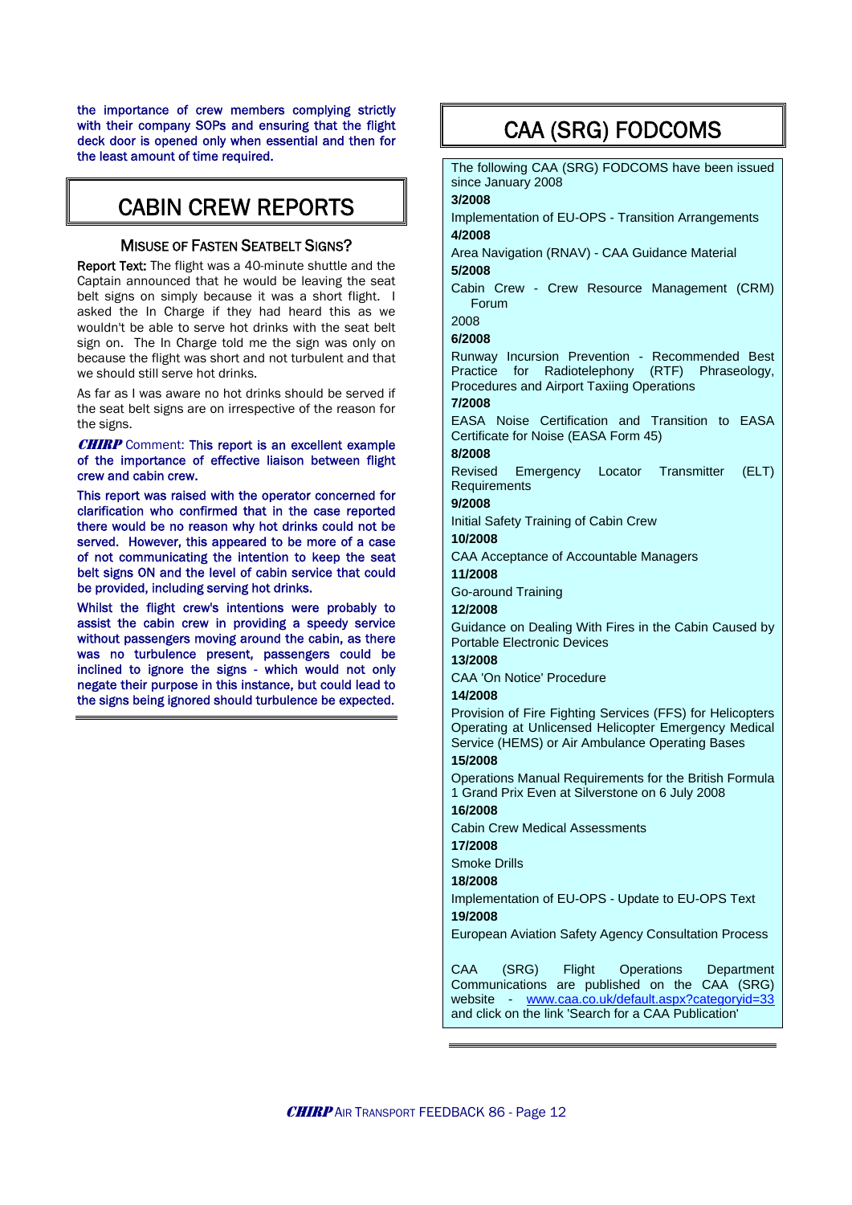the importance of crew members complying strictly with their company SOPs and ensuring that the flight deck door is opened only when essential and then for the least amount of time required.

# CABIN CREW REPORTS

## MISUSE OF FASTEN SEATBELT SIGNS?

**Report Text:** The flight was a 40-minute shuttle and the Captain announced that he would be leaving the seat belt signs on simply because it was a short flight. I asked the In Charge if they had heard this as we wouldn't be able to serve hot drinks with the seat belt sign on. The In Charge told me the sign was only on because the flight was short and not turbulent and that we should still serve hot drinks.

As far as I was aware no hot drinks should be served if the seat belt signs are on irrespective of the reason for the signs.

***CHIRP*** Comment: This report is an excellent example of the importance of effective liaison between flight crew and cabin crew.

This report was raised with the operator concerned for clarification who confirmed that in the case reported there would be no reason why hot drinks could not be served. However, this appeared to be more of a case of not communicating the intention to keep the seat belt signs ON and the level of cabin service that could be provided, including serving hot drinks.

Whilst the flight crew's intentions were probably to assist the cabin crew in providing a speedy service without passengers moving around the cabin, as there was no turbulence present, passengers could be inclined to ignore the signs - which would not only negate their purpose in this instance, but could lead to the signs being ignored should turbulence be expected.

# CAA (SRG) FODCOMS

The following CAA (SRG) FODCOMS have been issued since January 2008

**3/2008**
Implementation of EU-OPS - Transition Arrangements

**4/2008**
Area Navigation (RNAV) - CAA Guidance Material

**5/2008**
Cabin Crew - Crew Resource Management (CRM) Forum 2008

**6/2008**
Runway Incursion Prevention - Recommended Best Practice for Radiotelephony (RTF) Phraseology, Procedures and Airport Taxiing Operations

**7/2008**
EASA Noise Certification and Transition to EASA Certificate for Noise (EASA Form 45)

**8/2008**
Revised Emergency Locator Transmitter (ELT) Requirements

**9/2008**
Initial Safety Training of Cabin Crew

**10/2008**
CAA Acceptance of Accountable Managers

**11/2008**
Go-around Training

**12/2008**
Guidance on Dealing With Fires in the Cabin Caused by Portable Electronic Devices

**13/2008**
CAA 'On Notice' Procedure

**14/2008**
Provision of Fire Fighting Services (FFS) for Helicopters Operating at Unlicensed Helicopter Emergency Medical Service (HEMS) or Air Ambulance Operating Bases

**15/2008**
Operations Manual Requirements for the British Formula 1 Grand Prix Even at Silverstone on 6 July 2008

**16/2008**
Cabin Crew Medical Assessments

**17/2008**
Smoke Drills

**18/2008**
Implementation of EU-OPS - Update to EU-OPS Text

**19/2008**
European Aviation Safety Agency Consultation Process

CAA (SRG) Flight Operations Department Communications are published on the CAA (SRG) website - www.caa.co.uk/default.aspx?categoryid=33 and click on the link 'Search for a CAA Publication'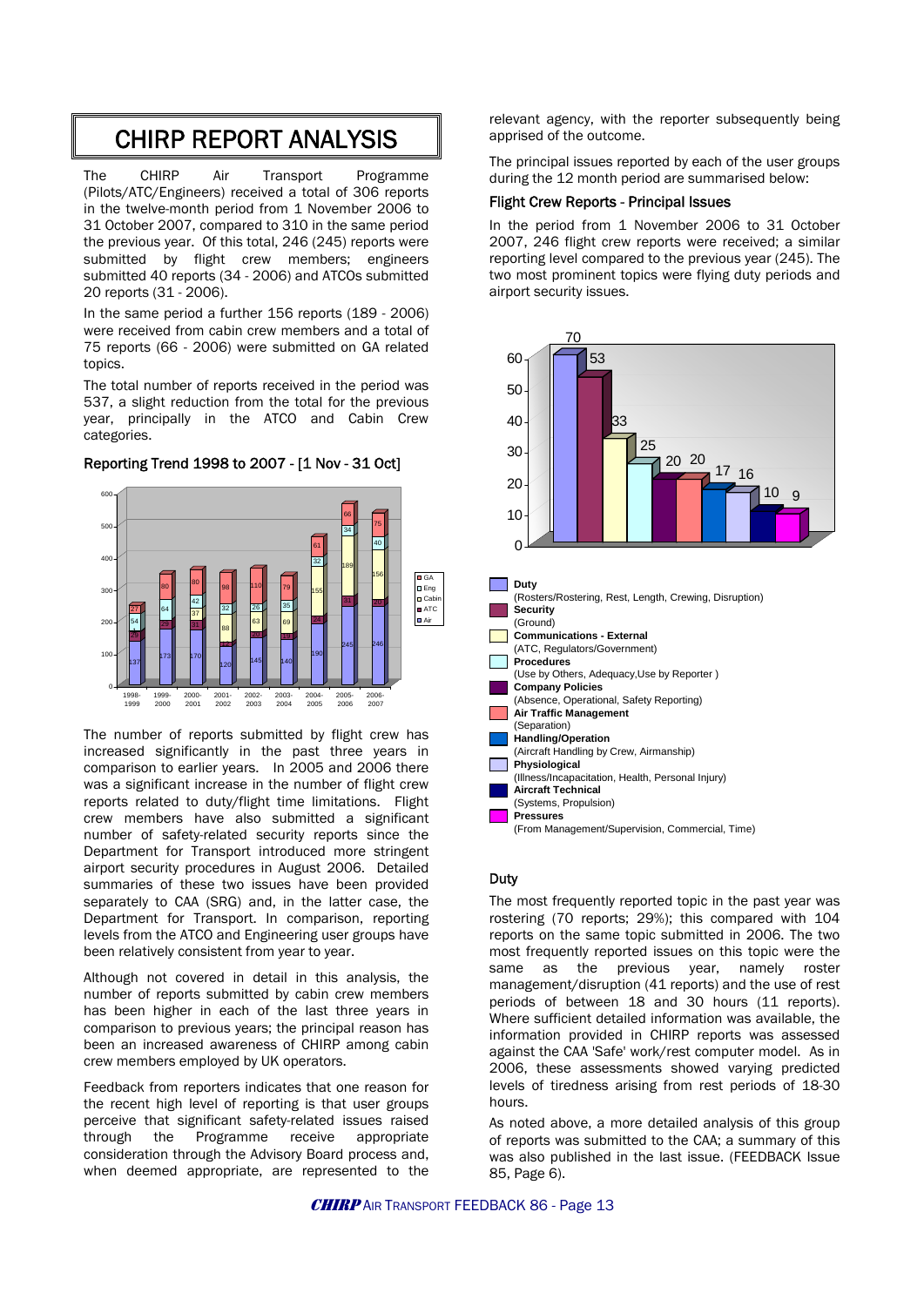# CHIRP REPORT ANALYSIS

The CHIRP Air Transport Programme (Pilots/ATC/Engineers) received a total of 306 reports in the twelve-month period from 1 November 2006 to 31 October 2007, compared to 310 in the same period the previous year. Of this total, 246 (245) reports were submitted by flight crew members; engineers submitted 40 reports (34 - 2006) and ATCOs submitted 20 reports (31 - 2006).

In the same period a further 156 reports (189 - 2006) were received from cabin crew members and a total of 75 reports (66 - 2006) were submitted on GA related topics.

The total number of reports received in the period was 537, a slight reduction from the total for the previous year, principally in the ATCO and Cabin Crew categories.

### Reporting Trend 1998 to 2007 - [1 Nov - 31 Oct]

| Year | Air | ATC | Cabin | Eng | GA |
|---|---|---|---|---|---|
| 1998-1999 | 137 | 29 | 54 | | 27 |
| 1999-2000 | 173 | 29 | 64 | | 80 |
| 2000-2001 | 170 | 31 | 37 | 42 | 80 |
| 2001-2002 | 120 | 12 | 88 | 32 | 98 |
| 2002-2003 | 145 | 20 | 63 | 26 | 110 |
| 2003-2004 | 140 | 19 | 69 | 35 | 79 |
| 2004-2005 | 190 | 24 | 155 | 32 | 61 |
| 2005-2006 | 245 | 31 | 189 | 34 | 66 |
| 2006-2007 | 246 | 20 | 156 | 40 | 75 |

The number of reports submitted by flight crew has increased significantly in the past three years in comparison to earlier years. In 2005 and 2006 there was a significant increase in the number of flight crew reports related to duty/flight time limitations. Flight crew members have also submitted a significant number of safety-related security reports since the Department for Transport introduced more stringent airport security procedures in August 2006. Detailed summaries of these two issues have been provided separately to CAA (SRG) and, in the latter case, the Department for Transport. In comparison, reporting levels from the ATCO and Engineering user groups have been relatively consistent from year to year.

Although not covered in detail in this analysis, the number of reports submitted by cabin crew members has been higher in each of the last three years in comparison to previous years; the principal reason has been an increased awareness of CHIRP among cabin crew members employed by UK operators.

Feedback from reporters indicates that one reason for the recent high level of reporting is that user groups perceive that significant safety-related issues raised through the Programme receive appropriate consideration through the Advisory Board process and, when deemed appropriate, are represented to the relevant agency, with the reporter subsequently being apprised of the outcome.

The principal issues reported by each of the user groups during the 12 month period are summarised below:

### Flight Crew Reports - Principal Issues

In the period from 1 November 2006 to 31 October 2007, 246 flight crew reports were received; a similar reporting level compared to the previous year (245). The two most prominent topics were flying duty periods and airport security issues.

| Topic | Reports |
|---|---|
| **Duty** (Rosters/Rostering, Rest, Length, Crewing, Disruption) | 70 |
| **Security** (Ground) | 53 |
| **Communications - External** (ATC, Regulators/Government) | 33 |
| **Procedures** (Use by Others, Adequacy, Use by Reporter) | 25 |
| **Company Policies** (Absence, Operational, Safety Reporting) | 20 |
| **Air Traffic Management** (Separation) | 20 |
| **Handling/Operation** (Aircraft Handling by Crew, Airmanship) | 17 |
| **Physiological** (Illness/Incapacitation, Health, Personal Injury) | 16 |
| **Aircraft Technical** (Systems, Propulsion) | 10 |
| **Pressures** (From Management/Supervision, Commercial, Time) | 9 |

### Duty

The most frequently reported topic in the past year was rostering (70 reports; 29%); this compared with 104 reports on the same topic submitted in 2006. The two most frequently reported issues on this topic were the same as the previous year, namely roster management/disruption (41 reports) and the use of rest periods of between 18 and 30 hours (11 reports). Where sufficient detailed information was available, the information provided in CHIRP reports was assessed against the CAA 'Safe' work/rest computer model. As in 2006, these assessments showed varying predicted levels of tiredness arising from rest periods of 18-30 hours.

As noted above, a more detailed analysis of this group of reports was submitted to the CAA; a summary of this was also published in the last issue. (FEEDBACK Issue 85, Page 6).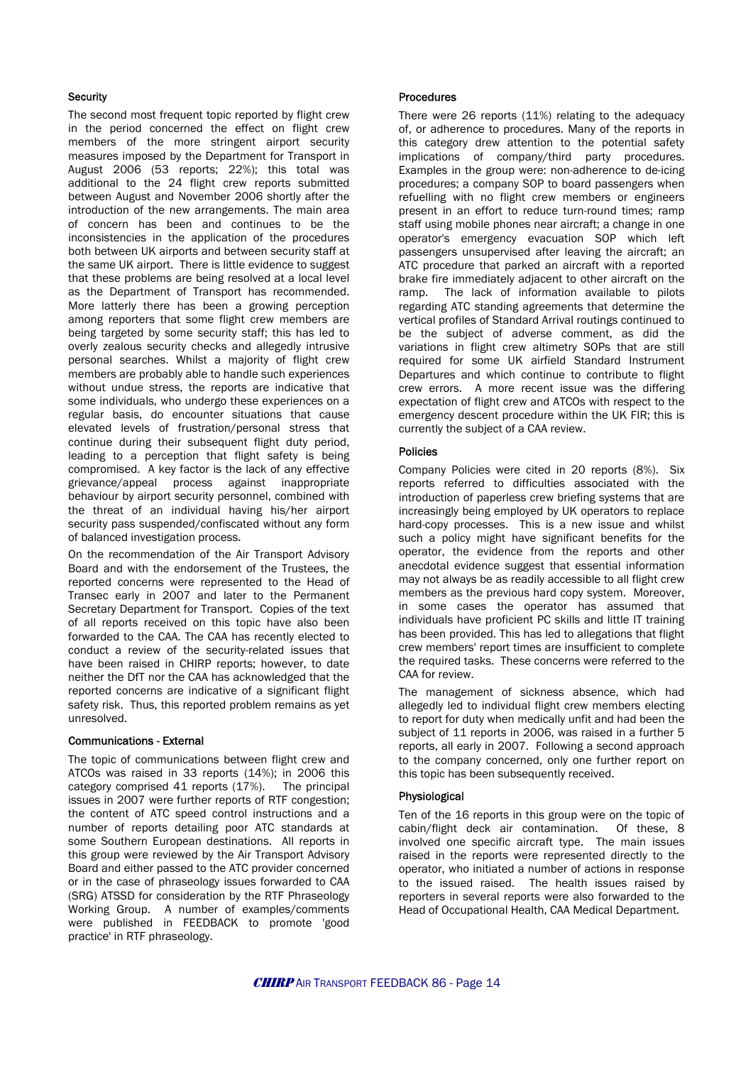### Security

The second most frequent topic reported by flight crew in the period concerned the effect on flight crew members of the more stringent airport security measures imposed by the Department for Transport in August 2006 (53 reports; 22%); this total was additional to the 24 flight crew reports submitted between August and November 2006 shortly after the introduction of the new arrangements. The main area of concern has been and continues to be the inconsistencies in the application of the procedures both between UK airports and between security staff at the same UK airport. There is little evidence to suggest that these problems are being resolved at a local level as the Department of Transport has recommended. More latterly there has been a growing perception among reporters that some flight crew members are being targeted by some security staff; this has led to overly zealous security checks and allegedly intrusive personal searches. Whilst a majority of flight crew members are probably able to handle such experiences without undue stress, the reports are indicative that some individuals, who undergo these experiences on a regular basis, do encounter situations that cause elevated levels of frustration/personal stress that continue during their subsequent flight duty period, leading to a perception that flight safety is being compromised. A key factor is the lack of any effective grievance/appeal process against inappropriate behaviour by airport security personnel, combined with the threat of an individual having his/her airport security pass suspended/confiscated without any form of balanced investigation process.

On the recommendation of the Air Transport Advisory Board and with the endorsement of the Trustees, the reported concerns were represented to the Head of Transec early in 2007 and later to the Permanent Secretary Department for Transport. Copies of the text of all reports received on this topic have also been forwarded to the CAA. The CAA has recently elected to conduct a review of the security-related issues that have been raised in CHIRP reports; however, to date neither the DfT nor the CAA has acknowledged that the reported concerns are indicative of a significant flight safety risk. Thus, this reported problem remains as yet unresolved.

### Communications - External

The topic of communications between flight crew and ATCOs was raised in 33 reports (14%); in 2006 this category comprised 41 reports (17%). The principal issues in 2007 were further reports of RTF congestion; the content of ATC speed control instructions and a number of reports detailing poor ATC standards at some Southern European destinations. All reports in this group were reviewed by the Air Transport Advisory Board and either passed to the ATC provider concerned or in the case of phraseology issues forwarded to CAA (SRG) ATSSD for consideration by the RTF Phraseology Working Group. A number of examples/comments were published in FEEDBACK to promote 'good practice' in RTF phraseology.

### Procedures

There were 26 reports (11%) relating to the adequacy of, or adherence to procedures. Many of the reports in this category drew attention to the potential safety implications of company/third party procedures. Examples in the group were: non-adherence to de-icing procedures; a company SOP to board passengers when refuelling with no flight crew members or engineers present in an effort to reduce turn-round times; ramp staff using mobile phones near aircraft; a change in one operator's emergency evacuation SOP which left passengers unsupervised after leaving the aircraft; an ATC procedure that parked an aircraft with a reported brake fire immediately adjacent to other aircraft on the ramp. The lack of information available to pilots regarding ATC standing agreements that determine the vertical profiles of Standard Arrival routings continued to be the subject of adverse comment, as did the variations in flight crew altimetry SOPs that are still required for some UK airfield Standard Instrument Departures and which continue to contribute to flight crew errors. A more recent issue was the differing expectation of flight crew and ATCOs with respect to the emergency descent procedure within the UK FIR; this is currently the subject of a CAA review.

### Policies

Company Policies were cited in 20 reports (8%). Six reports referred to difficulties associated with the introduction of paperless crew briefing systems that are increasingly being employed by UK operators to replace hard-copy processes. This is a new issue and whilst such a policy might have significant benefits for the operator, the evidence from the reports and other anecdotal evidence suggest that essential information may not always be as readily accessible to all flight crew members as the previous hard copy system. Moreover, in some cases the operator has assumed that individuals have proficient PC skills and little IT training has been provided. This has led to allegations that flight crew members' report times are insufficient to complete the required tasks. These concerns were referred to the CAA for review.

The management of sickness absence, which had allegedly led to individual flight crew members electing to report for duty when medically unfit and had been the subject of 11 reports in 2006, was raised in a further 5 reports, all early in 2007. Following a second approach to the company concerned, only one further report on this topic has been subsequently received.

### Physiological

Ten of the 16 reports in this group were on the topic of cabin/flight deck air contamination. Of these, 8 involved one specific aircraft type. The main issues raised in the reports were represented directly to the operator, who initiated a number of actions in response to the issued raised. The health issues raised by reporters in several reports were also forwarded to the Head of Occupational Health, CAA Medical Department.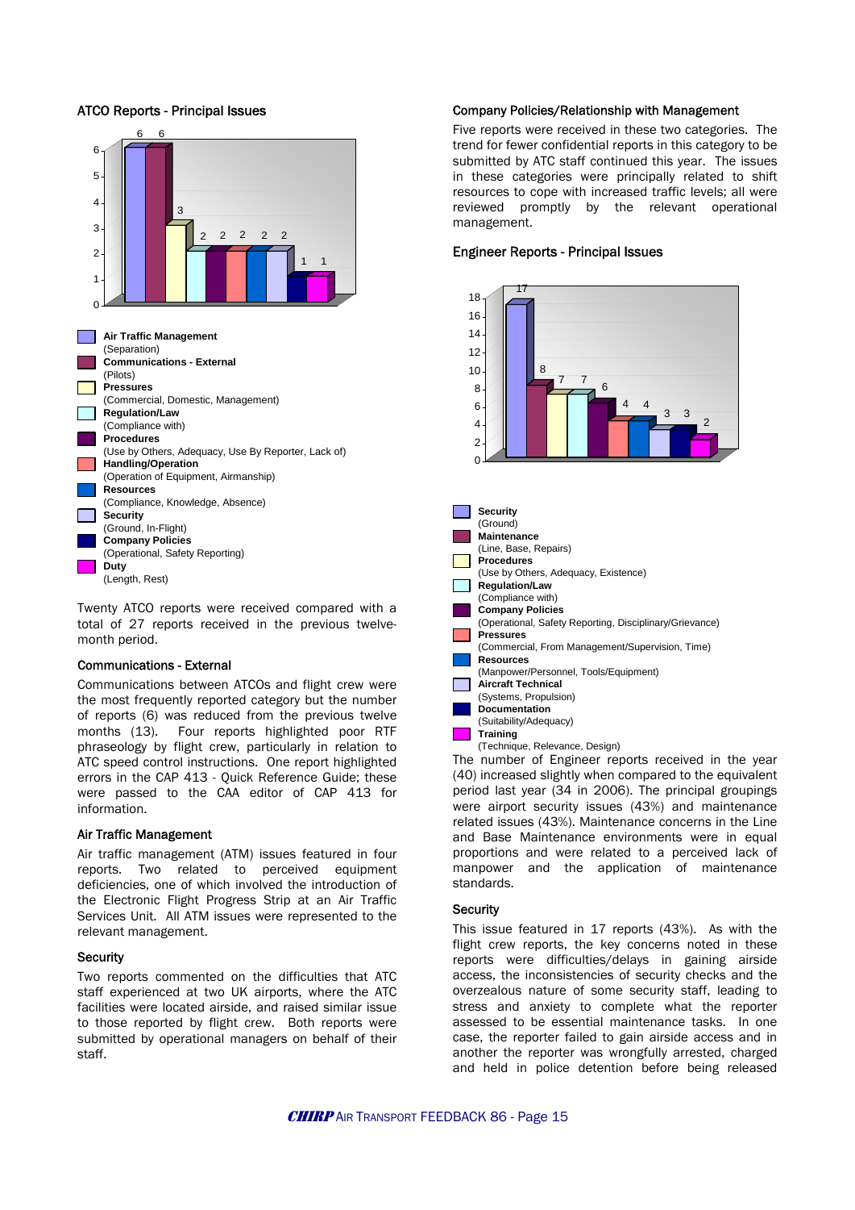### ATCO Reports - Principal Issues

| Category | Reports |
|---|---|
| **Air Traffic Management** (Separation) | 6 |
| **Communications - External** (Pilots) | 6 |
| **Pressures** (Commercial, Domestic, Management) | 3 |
| **Regulation/Law** (Compliance with) | 2 |
| **Procedures** (Use by Others, Adequacy, Use By Reporter, Lack of) | 2 |
| **Handling/Operation** (Operation of Equipment, Airmanship) | 2 |
| **Resources** (Compliance, Knowledge, Absence) | 2 |
| **Security** (Ground, In-Flight) | 2 |
| **Company Policies** (Operational, Safety Reporting) | 1 |
| **Duty** (Length, Rest) | 1 |

Twenty ATCO reports were received compared with a total of 27 reports received in the previous twelve-month period.

### Communications - External

Communications between ATCOs and flight crew were the most frequently reported category but the number of reports (6) was reduced from the previous twelve months (13). Four reports highlighted poor RTF phraseology by flight crew, particularly in relation to ATC speed control instructions. One report highlighted errors in the CAP 413 - Quick Reference Guide; these were passed to the CAA editor of CAP 413 for information.

### Air Traffic Management

Air traffic management (ATM) issues featured in four reports. Two related to perceived equipment deficiencies, one of which involved the introduction of the Electronic Flight Progress Strip at an Air Traffic Services Unit. All ATM issues were represented to the relevant management.

### Security

Two reports commented on the difficulties that ATC staff experienced at two UK airports, where the ATC facilities were located airside, and raised similar issue to those reported by flight crew. Both reports were submitted by operational managers on behalf of their staff.

### Company Policies/Relationship with Management

Five reports were received in these two categories. The trend for fewer confidential reports in this category to be submitted by ATC staff continued this year. The issues in these categories were principally related to shift resources to cope with increased traffic levels; all were reviewed promptly by the relevant operational management.

### Engineer Reports - Principal Issues

| Category | Reports |
|---|---|
| **Security** (Ground) | 17 |
| **Maintenance** (Line, Base, Repairs) | 8 |
| **Procedures** (Use by Others, Adequacy, Existence) | 7 |
| **Regulation/Law** (Compliance with) | 7 |
| **Company Policies** (Operational, Safety Reporting, Disciplinary/Grievance) | 6 |
| **Pressures** (Commercial, From Management/Supervision, Time) | 4 |
| **Resources** (Manpower/Personnel, Tools/Equipment) | 4 |
| **Aircraft Technical** (Systems, Propulsion) | 3 |
| **Documentation** (Suitability/Adequacy) | 3 |
| **Training** (Technique, Relevance, Design) | 2 |

The number of Engineer reports received in the year (40) increased slightly when compared to the equivalent period last year (34 in 2006). The principal groupings were airport security issues (43%) and maintenance related issues (43%). Maintenance concerns in the Line and Base Maintenance environments were in equal proportions and were related to a perceived lack of manpower and the application of maintenance standards.

### Security

This issue featured in 17 reports (43%). As with the flight crew reports, the key concerns noted in these reports were difficulties/delays in gaining airside access, the inconsistencies of security checks and the overzealous nature of some security staff, leading to stress and anxiety to complete what the reporter assessed to be essential maintenance tasks. In one case, the reporter failed to gain airside access and in another the reporter was wrongfully arrested, charged and held in police detention before being released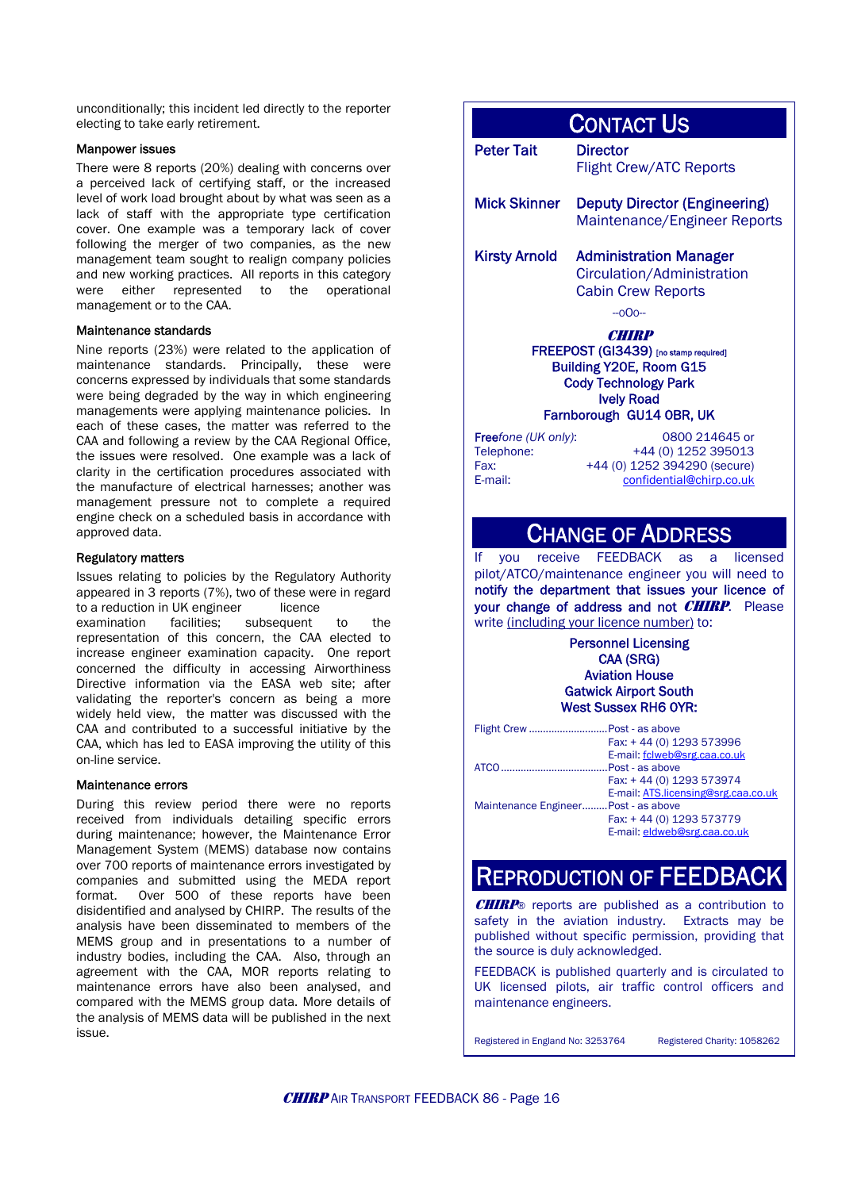unconditionally; this incident led directly to the reporter electing to take early retirement.

### Manpower issues

There were 8 reports (20%) dealing with concerns over a perceived lack of certifying staff, or the increased level of work load brought about by what was seen as a lack of staff with the appropriate type certification cover. One example was a temporary lack of cover following the merger of two companies, as the new management team sought to realign company policies and new working practices. All reports in this category were either represented to the operational management or to the CAA.

### Maintenance standards

Nine reports (23%) were related to the application of maintenance standards. Principally, these were concerns expressed by individuals that some standards were being degraded by the way in which engineering managements were applying maintenance policies. In each of these cases, the matter was referred to the CAA and following a review by the CAA Regional Office, the issues were resolved. One example was a lack of clarity in the certification procedures associated with the manufacture of electrical harnesses; another was management pressure not to complete a required engine check on a scheduled basis in accordance with approved data.

### Regulatory matters

Issues relating to policies by the Regulatory Authority appeared in 3 reports (7%), two of these were in regard to a reduction in UK engineer licence examination facilities; subsequent to the representation of this concern, the CAA elected to increase engineer examination capacity. One report concerned the difficulty in accessing Airworthiness Directive information via the EASA web site; after validating the reporter's concern as being a more widely held view, the matter was discussed with the CAA and contributed to a successful initiative by the CAA, which has led to EASA improving the utility of this on-line service.

### Maintenance errors

During this review period there were no reports received from individuals detailing specific errors during maintenance; however, the Maintenance Error Management System (MEMS) database now contains over 700 reports of maintenance errors investigated by companies and submitted using the MEDA report format. Over 500 of these reports have been disidentified and analysed by CHIRP. The results of the analysis have been disseminated to members of the MEMS group and in presentations to a number of industry bodies, including the CAA. Also, through an agreement with the CAA, MOR reports relating to maintenance errors have also been analysed, and compared with the MEMS group data. More details of the analysis of MEMS data will be published in the next issue.

## CONTACT US

**Peter Tait** — **Director**
Flight Crew/ATC Reports

**Mick Skinner** — **Deputy Director (Engineering)**
Maintenance/Engineer Reports

**Kirsty Arnold** — **Administration Manager**
Circulation/Administration
Cabin Crew Reports

--oOo--

***CHIRP***
**FREEPOST (GI3439)** [no stamp required]
**Building Y20E, Room G15**
**Cody Technology Park**
**Ively Road**
**Farnborough GU14 0BR, UK**

| | |
|---|---|
| **Free**fone *(UK only)*: | 0800 214645 or |
| Telephone: | +44 (0) 1252 395013 |
| Fax: | +44 (0) 1252 394290 (secure) |
| E-mail: | confidential@chirp.co.uk |

## CHANGE OF ADDRESS

If you receive FEEDBACK as a licensed pilot/ATCO/maintenance engineer you will need to **notify the department that issues your licence of your change of address and not *CHIRP***. Please write (including your licence number) to:

**Personnel Licensing**
**CAA (SRG)**
**Aviation House**
**Gatwick Airport South**
**West Sussex RH6 0YR:**

| | |
|---|---|
| Flight Crew | Post - as above<br>Fax: + 44 (0) 1293 573996<br>E-mail: fclweb@srg.caa.co.uk |
| ATCO | Post - as above<br>Fax: + 44 (0) 1293 573974<br>E-mail: ATS.licensing@srg.caa.co.uk |
| Maintenance Engineer | Post - as above<br>Fax: + 44 (0) 1293 573779<br>E-mail: eldweb@srg.caa.co.uk |

## REPRODUCTION OF FEEDBACK

***CHIRP***® reports are published as a contribution to safety in the aviation industry. Extracts may be published without specific permission, providing that the source is duly acknowledged.

FEEDBACK is published quarterly and is circulated to UK licensed pilots, air traffic control officers and maintenance engineers.

Registered in England No: 3253764 Registered Charity: 1058262